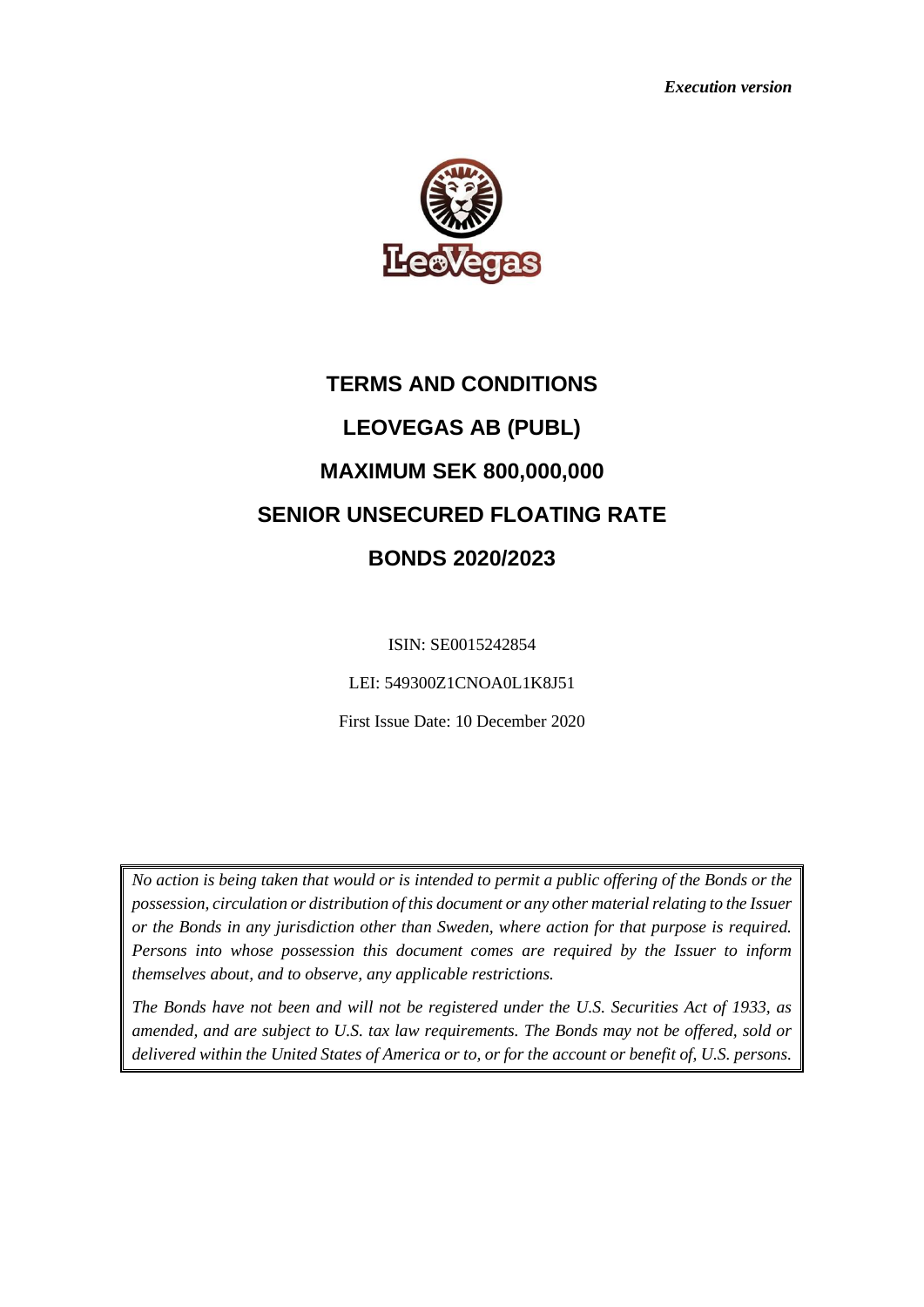*Execution version*

# TERMS AND CONDITIONS

# LEOVEGAS AB (PUBL)

# MAXIMUM SEK 800,000,000

# SENIOR UNSECURED FLOATING RATE

# BONDS 2020/2023

ISIN: SE0015242854

LEI: 549300Z1CNOA0L1K8J51

First Issue Date: 10 December 2020

*No action is being taken that would or is intended to permit a public offering of the Bonds or the possession, circulation or distribution of this document or any other material relating to the Issuer or the Bonds in any jurisdiction other than Sweden, where action for that purpose is required. Persons into whose possession this document comes are required by the Issuer to inform themselves about, and to observe, any applicable restrictions.*

*The Bonds have not been and will not be registered under the U.S. Securities Act of 1933, as amended, and are subject to U.S. tax law requirements. The Bonds may not be offered, sold or delivered within the United States of America or to, or for the account or benefit of, U.S. persons.*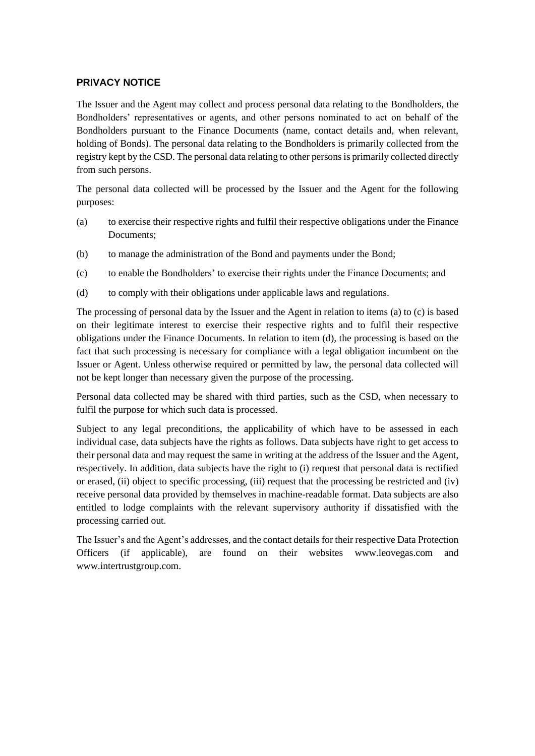## PRIVACY NOTICE

The Issuer and the Agent may collect and process personal data relating to the Bondholders, the Bondholders' representatives or agents, and other persons nominated to act on behalf of the Bondholders pursuant to the Finance Documents (name, contact details and, when relevant, holding of Bonds). The personal data relating to the Bondholders is primarily collected from the registry kept by the CSD. The personal data relating to other persons is primarily collected directly from such persons.

The personal data collected will be processed by the Issuer and the Agent for the following purposes:

(a) to exercise their respective rights and fulfil their respective obligations under the Finance Documents;

(b) to manage the administration of the Bond and payments under the Bond;

(c) to enable the Bondholders' to exercise their rights under the Finance Documents; and

(d) to comply with their obligations under applicable laws and regulations.

The processing of personal data by the Issuer and the Agent in relation to items (a) to (c) is based on their legitimate interest to exercise their respective rights and to fulfil their respective obligations under the Finance Documents. In relation to item (d), the processing is based on the fact that such processing is necessary for compliance with a legal obligation incumbent on the Issuer or Agent. Unless otherwise required or permitted by law, the personal data collected will not be kept longer than necessary given the purpose of the processing.

Personal data collected may be shared with third parties, such as the CSD, when necessary to fulfil the purpose for which such data is processed.

Subject to any legal preconditions, the applicability of which have to be assessed in each individual case, data subjects have the rights as follows. Data subjects have right to get access to their personal data and may request the same in writing at the address of the Issuer and the Agent, respectively. In addition, data subjects have the right to (i) request that personal data is rectified or erased, (ii) object to specific processing, (iii) request that the processing be restricted and (iv) receive personal data provided by themselves in machine-readable format. Data subjects are also entitled to lodge complaints with the relevant supervisory authority if dissatisfied with the processing carried out.

The Issuer's and the Agent's addresses, and the contact details for their respective Data Protection Officers (if applicable), are found on their websites www.leovegas.com and www.intertrustgroup.com.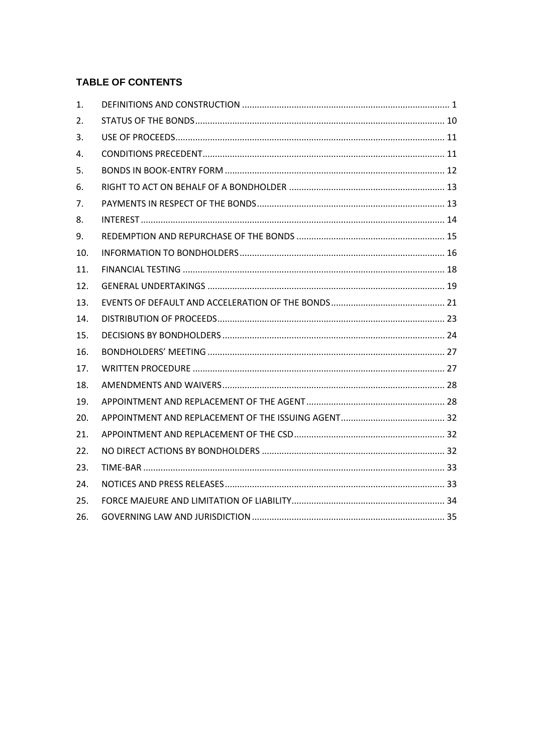## TABLE OF CONTENTS

| | | |
|---|---|---|
| 1. | DEFINITIONS AND CONSTRUCTION | 1 |
| 2. | STATUS OF THE BONDS | 10 |
| 3. | USE OF PROCEEDS | 11 |
| 4. | CONDITIONS PRECEDENT | 11 |
| 5. | BONDS IN BOOK-ENTRY FORM | 12 |
| 6. | RIGHT TO ACT ON BEHALF OF A BONDHOLDER | 13 |
| 7. | PAYMENTS IN RESPECT OF THE BONDS | 13 |
| 8. | INTEREST | 14 |
| 9. | REDEMPTION AND REPURCHASE OF THE BONDS | 15 |
| 10. | INFORMATION TO BONDHOLDERS | 16 |
| 11. | FINANCIAL TESTING | 18 |
| 12. | GENERAL UNDERTAKINGS | 19 |
| 13. | EVENTS OF DEFAULT AND ACCELERATION OF THE BONDS | 21 |
| 14. | DISTRIBUTION OF PROCEEDS | 23 |
| 15. | DECISIONS BY BONDHOLDERS | 24 |
| 16. | BONDHOLDERS' MEETING | 27 |
| 17. | WRITTEN PROCEDURE | 27 |
| 18. | AMENDMENTS AND WAIVERS | 28 |
| 19. | APPOINTMENT AND REPLACEMENT OF THE AGENT | 28 |
| 20. | APPOINTMENT AND REPLACEMENT OF THE ISSUING AGENT | 32 |
| 21. | APPOINTMENT AND REPLACEMENT OF THE CSD | 32 |
| 22. | NO DIRECT ACTIONS BY BONDHOLDERS | 32 |
| 23. | TIME-BAR | 33 |
| 24. | NOTICES AND PRESS RELEASES | 33 |
| 25. | FORCE MAJEURE AND LIMITATION OF LIABILITY | 34 |
| 26. | GOVERNING LAW AND JURISDICTION | 35 |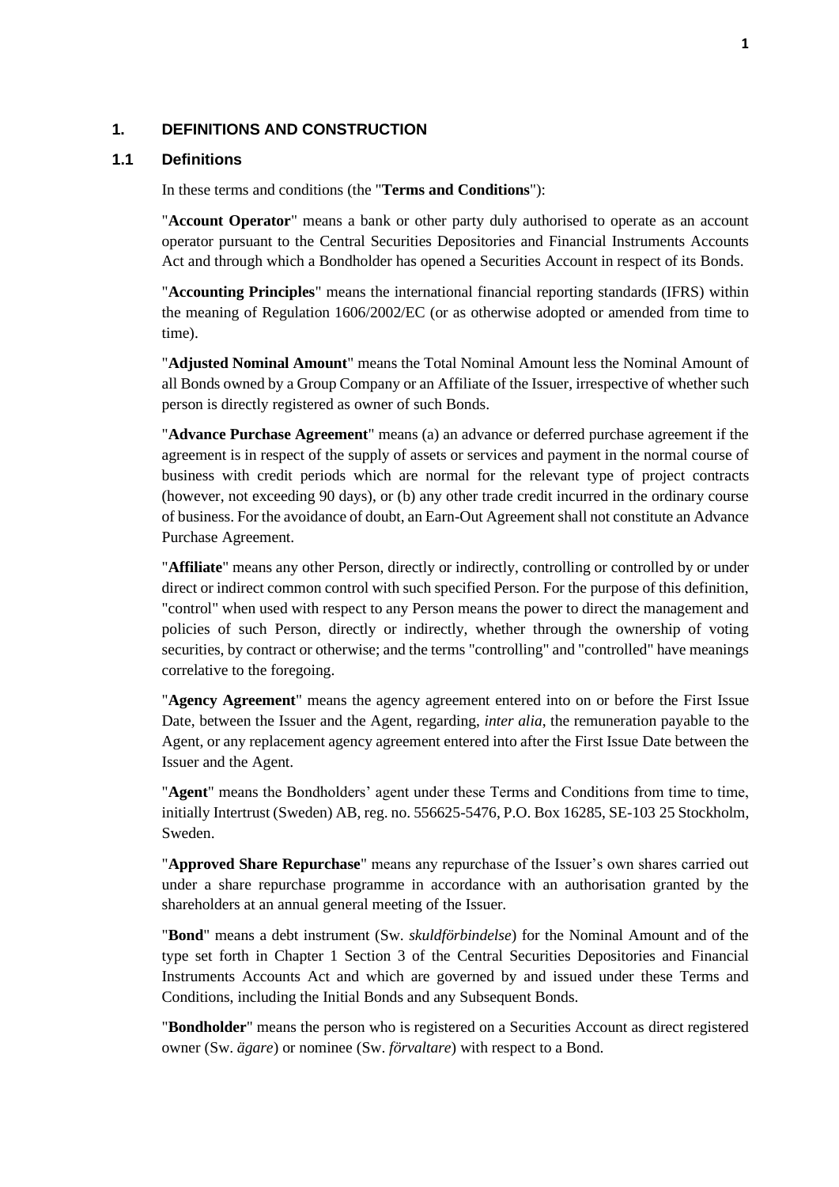## 1. DEFINITIONS AND CONSTRUCTION

### 1.1 Definitions

In these terms and conditions (the "**Terms and Conditions**"):

"**Account Operator**" means a bank or other party duly authorised to operate as an account operator pursuant to the Central Securities Depositories and Financial Instruments Accounts Act and through which a Bondholder has opened a Securities Account in respect of its Bonds.

"**Accounting Principles**" means the international financial reporting standards (IFRS) within the meaning of Regulation 1606/2002/EC (or as otherwise adopted or amended from time to time).

"**Adjusted Nominal Amount**" means the Total Nominal Amount less the Nominal Amount of all Bonds owned by a Group Company or an Affiliate of the Issuer, irrespective of whether such person is directly registered as owner of such Bonds.

"**Advance Purchase Agreement**" means (a) an advance or deferred purchase agreement if the agreement is in respect of the supply of assets or services and payment in the normal course of business with credit periods which are normal for the relevant type of project contracts (however, not exceeding 90 days), or (b) any other trade credit incurred in the ordinary course of business. For the avoidance of doubt, an Earn-Out Agreement shall not constitute an Advance Purchase Agreement.

"**Affiliate**" means any other Person, directly or indirectly, controlling or controlled by or under direct or indirect common control with such specified Person. For the purpose of this definition, "control" when used with respect to any Person means the power to direct the management and policies of such Person, directly or indirectly, whether through the ownership of voting securities, by contract or otherwise; and the terms "controlling" and "controlled" have meanings correlative to the foregoing.

"**Agency Agreement**" means the agency agreement entered into on or before the First Issue Date, between the Issuer and the Agent, regarding, *inter alia*, the remuneration payable to the Agent, or any replacement agency agreement entered into after the First Issue Date between the Issuer and the Agent.

"**Agent**" means the Bondholders' agent under these Terms and Conditions from time to time, initially Intertrust (Sweden) AB, reg. no. 556625-5476, P.O. Box 16285, SE-103 25 Stockholm, Sweden.

"**Approved Share Repurchase**" means any repurchase of the Issuer's own shares carried out under a share repurchase programme in accordance with an authorisation granted by the shareholders at an annual general meeting of the Issuer.

"**Bond**" means a debt instrument (Sw. *skuldförbindelse*) for the Nominal Amount and of the type set forth in Chapter 1 Section 3 of the Central Securities Depositories and Financial Instruments Accounts Act and which are governed by and issued under these Terms and Conditions, including the Initial Bonds and any Subsequent Bonds.

"**Bondholder**" means the person who is registered on a Securities Account as direct registered owner (Sw. *ägare*) or nominee (Sw. *förvaltare*) with respect to a Bond.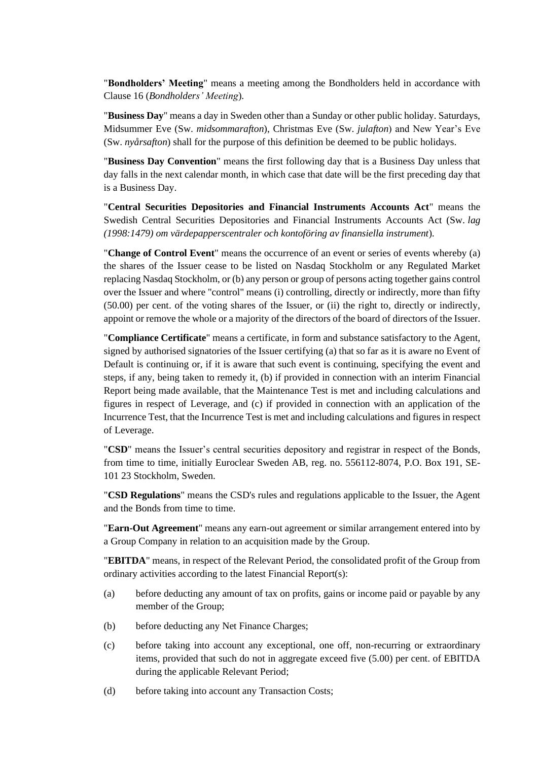"**Bondholders' Meeting**" means a meeting among the Bondholders held in accordance with Clause 16 (*Bondholders' Meeting*).

"**Business Day**" means a day in Sweden other than a Sunday or other public holiday. Saturdays, Midsummer Eve (Sw. *midsommarafton*), Christmas Eve (Sw. *julafton*) and New Year's Eve (Sw. *nyårsafton*) shall for the purpose of this definition be deemed to be public holidays.

"**Business Day Convention**" means the first following day that is a Business Day unless that day falls in the next calendar month, in which case that date will be the first preceding day that is a Business Day.

"**Central Securities Depositories and Financial Instruments Accounts Act**" means the Swedish Central Securities Depositories and Financial Instruments Accounts Act (Sw. *lag (1998:1479) om värdepapperscentraler och kontoföring av finansiella instrument*).

"**Change of Control Event**" means the occurrence of an event or series of events whereby (a) the shares of the Issuer cease to be listed on Nasdaq Stockholm or any Regulated Market replacing Nasdaq Stockholm, or (b) any person or group of persons acting together gains control over the Issuer and where "control" means (i) controlling, directly or indirectly, more than fifty (50.00) per cent. of the voting shares of the Issuer, or (ii) the right to, directly or indirectly, appoint or remove the whole or a majority of the directors of the board of directors of the Issuer.

"**Compliance Certificate**" means a certificate, in form and substance satisfactory to the Agent, signed by authorised signatories of the Issuer certifying (a) that so far as it is aware no Event of Default is continuing or, if it is aware that such event is continuing, specifying the event and steps, if any, being taken to remedy it, (b) if provided in connection with an interim Financial Report being made available, that the Maintenance Test is met and including calculations and figures in respect of Leverage, and (c) if provided in connection with an application of the Incurrence Test, that the Incurrence Test is met and including calculations and figures in respect of Leverage.

"**CSD**" means the Issuer's central securities depository and registrar in respect of the Bonds, from time to time, initially Euroclear Sweden AB, reg. no. 556112-8074, P.O. Box 191, SE-101 23 Stockholm, Sweden.

"**CSD Regulations**" means the CSD's rules and regulations applicable to the Issuer, the Agent and the Bonds from time to time.

"**Earn-Out Agreement**" means any earn-out agreement or similar arrangement entered into by a Group Company in relation to an acquisition made by the Group.

"**EBITDA**" means, in respect of the Relevant Period, the consolidated profit of the Group from ordinary activities according to the latest Financial Report(s):

(a) before deducting any amount of tax on profits, gains or income paid or payable by any member of the Group;

(b) before deducting any Net Finance Charges;

(c) before taking into account any exceptional, one off, non-recurring or extraordinary items, provided that such do not in aggregate exceed five (5.00) per cent. of EBITDA during the applicable Relevant Period;

(d) before taking into account any Transaction Costs;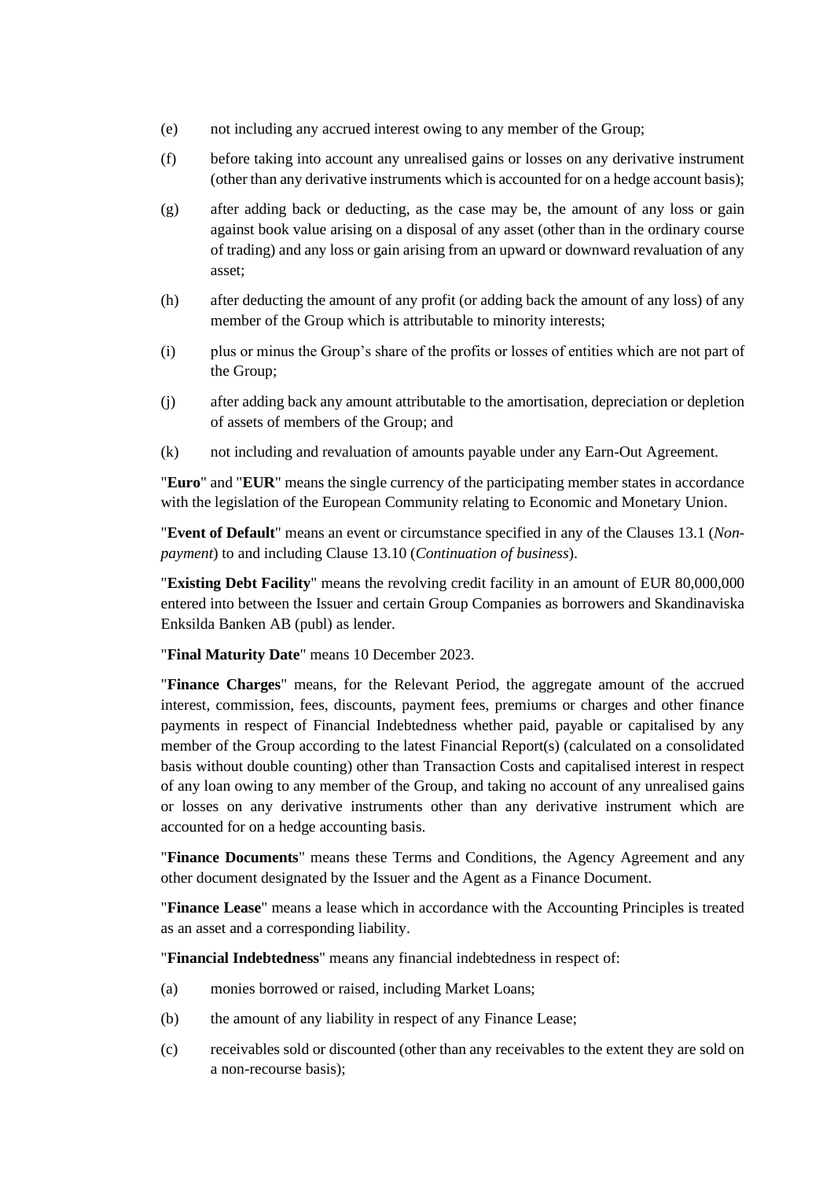(e) not including any accrued interest owing to any member of the Group;

(f) before taking into account any unrealised gains or losses on any derivative instrument (other than any derivative instruments which is accounted for on a hedge account basis);

(g) after adding back or deducting, as the case may be, the amount of any loss or gain against book value arising on a disposal of any asset (other than in the ordinary course of trading) and any loss or gain arising from an upward or downward revaluation of any asset;

(h) after deducting the amount of any profit (or adding back the amount of any loss) of any member of the Group which is attributable to minority interests;

(i) plus or minus the Group's share of the profits or losses of entities which are not part of the Group;

(j) after adding back any amount attributable to the amortisation, depreciation or depletion of assets of members of the Group; and

(k) not including and revaluation of amounts payable under any Earn-Out Agreement.

"**Euro**" and "**EUR**" means the single currency of the participating member states in accordance with the legislation of the European Community relating to Economic and Monetary Union.

"**Event of Default**" means an event or circumstance specified in any of the Clauses 13.1 (*Non-payment*) to and including Clause 13.10 (*Continuation of business*).

"**Existing Debt Facility**" means the revolving credit facility in an amount of EUR 80,000,000 entered into between the Issuer and certain Group Companies as borrowers and Skandinaviska Enksilda Banken AB (publ) as lender.

"**Final Maturity Date**" means 10 December 2023.

"**Finance Charges**" means, for the Relevant Period, the aggregate amount of the accrued interest, commission, fees, discounts, payment fees, premiums or charges and other finance payments in respect of Financial Indebtedness whether paid, payable or capitalised by any member of the Group according to the latest Financial Report(s) (calculated on a consolidated basis without double counting) other than Transaction Costs and capitalised interest in respect of any loan owing to any member of the Group, and taking no account of any unrealised gains or losses on any derivative instruments other than any derivative instrument which are accounted for on a hedge accounting basis.

"**Finance Documents**" means these Terms and Conditions, the Agency Agreement and any other document designated by the Issuer and the Agent as a Finance Document.

"**Finance Lease**" means a lease which in accordance with the Accounting Principles is treated as an asset and a corresponding liability.

"**Financial Indebtedness**" means any financial indebtedness in respect of:

(a) monies borrowed or raised, including Market Loans;

(b) the amount of any liability in respect of any Finance Lease;

(c) receivables sold or discounted (other than any receivables to the extent they are sold on a non-recourse basis);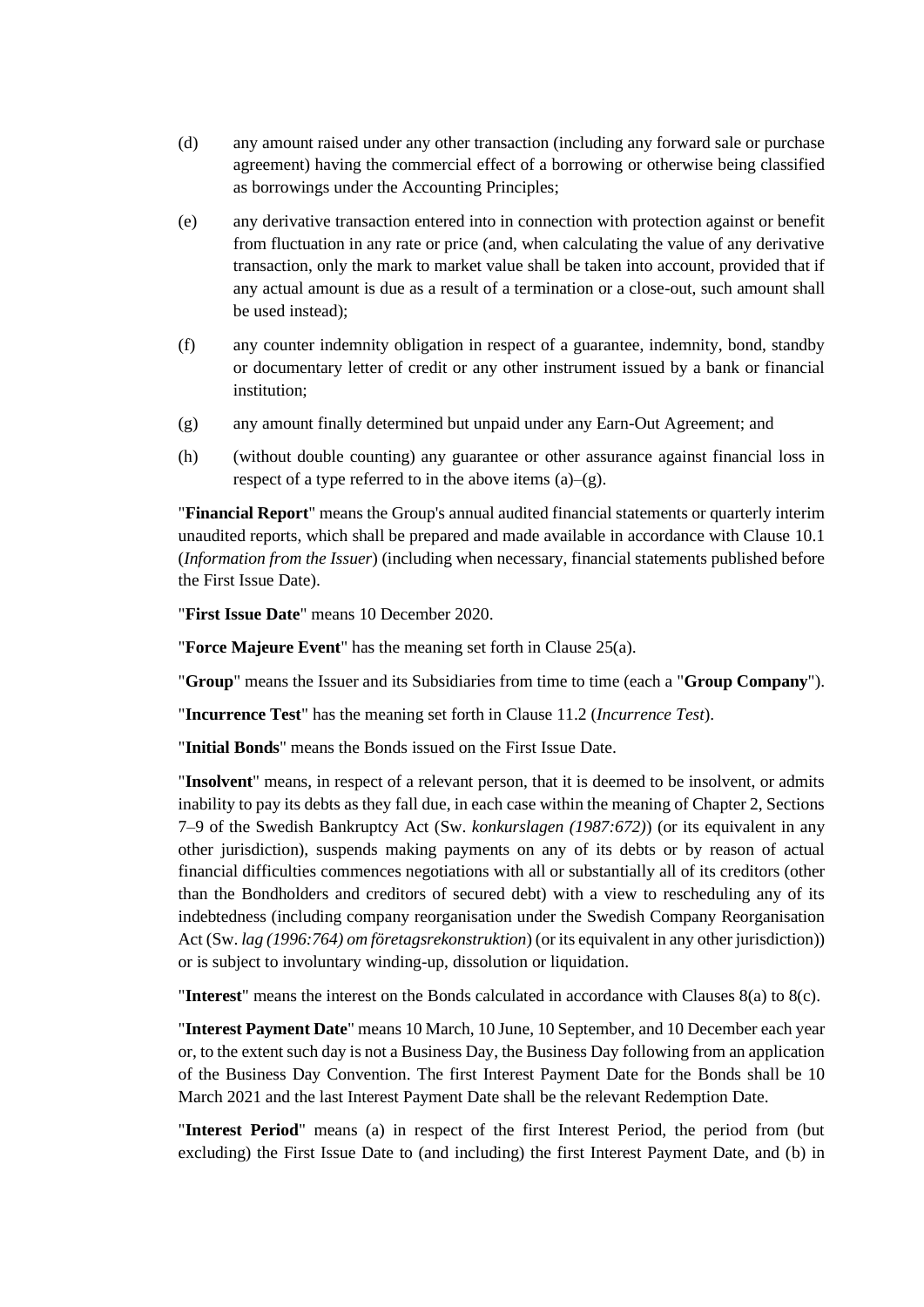(d) any amount raised under any other transaction (including any forward sale or purchase agreement) having the commercial effect of a borrowing or otherwise being classified as borrowings under the Accounting Principles;

(e) any derivative transaction entered into in connection with protection against or benefit from fluctuation in any rate or price (and, when calculating the value of any derivative transaction, only the mark to market value shall be taken into account, provided that if any actual amount is due as a result of a termination or a close-out, such amount shall be used instead);

(f) any counter indemnity obligation in respect of a guarantee, indemnity, bond, standby or documentary letter of credit or any other instrument issued by a bank or financial institution;

(g) any amount finally determined but unpaid under any Earn-Out Agreement; and

(h) (without double counting) any guarantee or other assurance against financial loss in respect of a type referred to in the above items (a)–(g).

"**Financial Report**" means the Group's annual audited financial statements or quarterly interim unaudited reports, which shall be prepared and made available in accordance with Clause 10.1 (*Information from the Issuer*) (including when necessary, financial statements published before the First Issue Date).

"**First Issue Date**" means 10 December 2020.

"**Force Majeure Event**" has the meaning set forth in Clause 25(a).

"**Group**" means the Issuer and its Subsidiaries from time to time (each a "**Group Company**").

"**Incurrence Test**" has the meaning set forth in Clause 11.2 (*Incurrence Test*).

"**Initial Bonds**" means the Bonds issued on the First Issue Date.

"**Insolvent**" means, in respect of a relevant person, that it is deemed to be insolvent, or admits inability to pay its debts as they fall due, in each case within the meaning of Chapter 2, Sections 7–9 of the Swedish Bankruptcy Act (Sw. *konkurslagen (1987:672)*) (or its equivalent in any other jurisdiction), suspends making payments on any of its debts or by reason of actual financial difficulties commences negotiations with all or substantially all of its creditors (other than the Bondholders and creditors of secured debt) with a view to rescheduling any of its indebtedness (including company reorganisation under the Swedish Company Reorganisation Act (Sw. *lag (1996:764) om företagsrekonstruktion*) (or its equivalent in any other jurisdiction)) or is subject to involuntary winding-up, dissolution or liquidation.

"**Interest**" means the interest on the Bonds calculated in accordance with Clauses 8(a) to 8(c).

"**Interest Payment Date**" means 10 March, 10 June, 10 September, and 10 December each year or, to the extent such day is not a Business Day, the Business Day following from an application of the Business Day Convention. The first Interest Payment Date for the Bonds shall be 10 March 2021 and the last Interest Payment Date shall be the relevant Redemption Date.

"**Interest Period**" means (a) in respect of the first Interest Period, the period from (but excluding) the First Issue Date to (and including) the first Interest Payment Date, and (b) in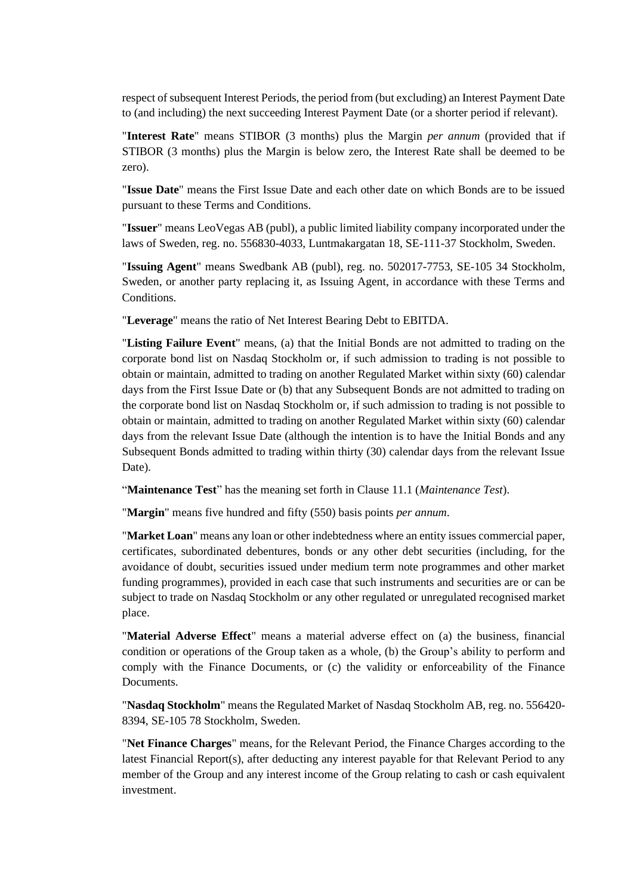respect of subsequent Interest Periods, the period from (but excluding) an Interest Payment Date to (and including) the next succeeding Interest Payment Date (or a shorter period if relevant).

"**Interest Rate**" means STIBOR (3 months) plus the Margin *per annum* (provided that if STIBOR (3 months) plus the Margin is below zero, the Interest Rate shall be deemed to be zero).

"**Issue Date**" means the First Issue Date and each other date on which Bonds are to be issued pursuant to these Terms and Conditions.

"**Issuer**" means LeoVegas AB (publ), a public limited liability company incorporated under the laws of Sweden, reg. no. 556830-4033, Luntmakargatan 18, SE-111-37 Stockholm, Sweden.

"**Issuing Agent**" means Swedbank AB (publ), reg. no. 502017-7753, SE-105 34 Stockholm, Sweden, or another party replacing it, as Issuing Agent, in accordance with these Terms and Conditions.

"**Leverage**" means the ratio of Net Interest Bearing Debt to EBITDA.

"**Listing Failure Event**" means, (a) that the Initial Bonds are not admitted to trading on the corporate bond list on Nasdaq Stockholm or, if such admission to trading is not possible to obtain or maintain, admitted to trading on another Regulated Market within sixty (60) calendar days from the First Issue Date or (b) that any Subsequent Bonds are not admitted to trading on the corporate bond list on Nasdaq Stockholm or, if such admission to trading is not possible to obtain or maintain, admitted to trading on another Regulated Market within sixty (60) calendar days from the relevant Issue Date (although the intention is to have the Initial Bonds and any Subsequent Bonds admitted to trading within thirty (30) calendar days from the relevant Issue Date).

"**Maintenance Test**" has the meaning set forth in Clause 11.1 (*Maintenance Test*).

"**Margin**" means five hundred and fifty (550) basis points *per annum*.

"**Market Loan**" means any loan or other indebtedness where an entity issues commercial paper, certificates, subordinated debentures, bonds or any other debt securities (including, for the avoidance of doubt, securities issued under medium term note programmes and other market funding programmes), provided in each case that such instruments and securities are or can be subject to trade on Nasdaq Stockholm or any other regulated or unregulated recognised market place.

"**Material Adverse Effect**" means a material adverse effect on (a) the business, financial condition or operations of the Group taken as a whole, (b) the Group's ability to perform and comply with the Finance Documents, or (c) the validity or enforceability of the Finance Documents.

"**Nasdaq Stockholm**" means the Regulated Market of Nasdaq Stockholm AB, reg. no. 556420-8394, SE-105 78 Stockholm, Sweden.

"**Net Finance Charges**" means, for the Relevant Period, the Finance Charges according to the latest Financial Report(s), after deducting any interest payable for that Relevant Period to any member of the Group and any interest income of the Group relating to cash or cash equivalent investment.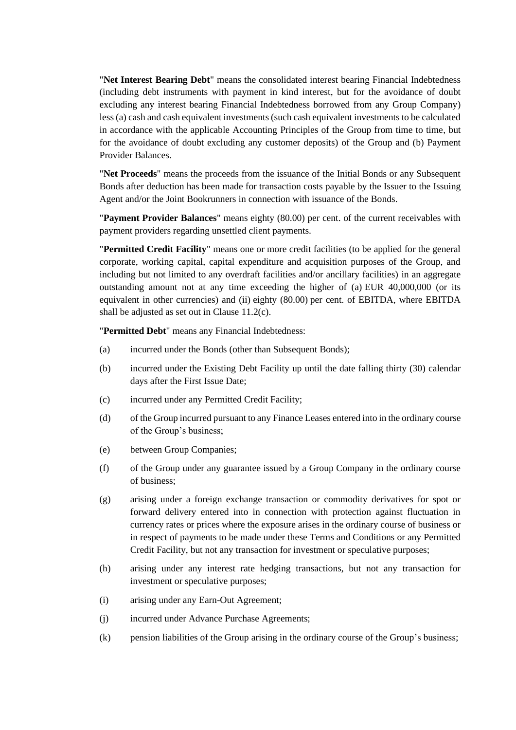"**Net Interest Bearing Debt**" means the consolidated interest bearing Financial Indebtedness (including debt instruments with payment in kind interest, but for the avoidance of doubt excluding any interest bearing Financial Indebtedness borrowed from any Group Company) less (a) cash and cash equivalent investments (such cash equivalent investments to be calculated in accordance with the applicable Accounting Principles of the Group from time to time, but for the avoidance of doubt excluding any customer deposits) of the Group and (b) Payment Provider Balances.

"**Net Proceeds**" means the proceeds from the issuance of the Initial Bonds or any Subsequent Bonds after deduction has been made for transaction costs payable by the Issuer to the Issuing Agent and/or the Joint Bookrunners in connection with issuance of the Bonds.

"**Payment Provider Balances**" means eighty (80.00) per cent. of the current receivables with payment providers regarding unsettled client payments.

"**Permitted Credit Facility**" means one or more credit facilities (to be applied for the general corporate, working capital, capital expenditure and acquisition purposes of the Group, and including but not limited to any overdraft facilities and/or ancillary facilities) in an aggregate outstanding amount not at any time exceeding the higher of (a) EUR 40,000,000 (or its equivalent in other currencies) and (ii) eighty (80.00) per cent. of EBITDA, where EBITDA shall be adjusted as set out in Clause 11.2(c).

"**Permitted Debt**" means any Financial Indebtedness:

(a) incurred under the Bonds (other than Subsequent Bonds);

(b) incurred under the Existing Debt Facility up until the date falling thirty (30) calendar days after the First Issue Date;

(c) incurred under any Permitted Credit Facility;

(d) of the Group incurred pursuant to any Finance Leases entered into in the ordinary course of the Group's business;

(e) between Group Companies;

(f) of the Group under any guarantee issued by a Group Company in the ordinary course of business;

(g) arising under a foreign exchange transaction or commodity derivatives for spot or forward delivery entered into in connection with protection against fluctuation in currency rates or prices where the exposure arises in the ordinary course of business or in respect of payments to be made under these Terms and Conditions or any Permitted Credit Facility, but not any transaction for investment or speculative purposes;

(h) arising under any interest rate hedging transactions, but not any transaction for investment or speculative purposes;

(i) arising under any Earn-Out Agreement;

(j) incurred under Advance Purchase Agreements;

(k) pension liabilities of the Group arising in the ordinary course of the Group's business;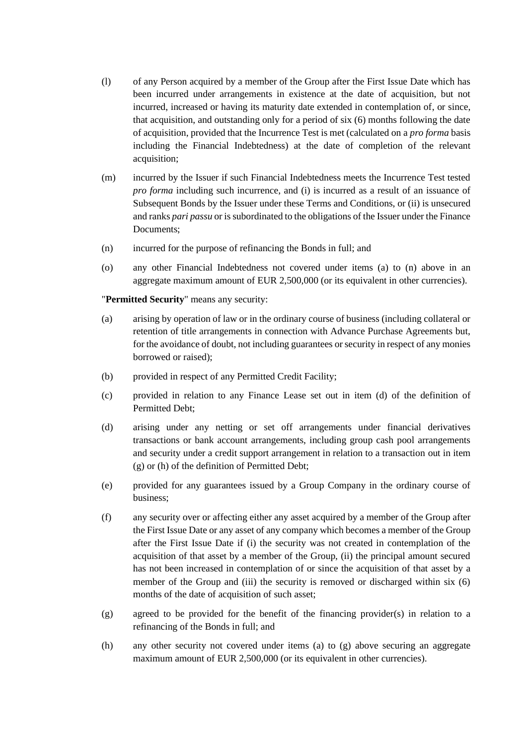(l) of any Person acquired by a member of the Group after the First Issue Date which has been incurred under arrangements in existence at the date of acquisition, but not incurred, increased or having its maturity date extended in contemplation of, or since, that acquisition, and outstanding only for a period of six (6) months following the date of acquisition, provided that the Incurrence Test is met (calculated on a *pro forma* basis including the Financial Indebtedness) at the date of completion of the relevant acquisition;

(m) incurred by the Issuer if such Financial Indebtedness meets the Incurrence Test tested *pro forma* including such incurrence, and (i) is incurred as a result of an issuance of Subsequent Bonds by the Issuer under these Terms and Conditions, or (ii) is unsecured and ranks *pari passu* or is subordinated to the obligations of the Issuer under the Finance Documents;

(n) incurred for the purpose of refinancing the Bonds in full; and

(o) any other Financial Indebtedness not covered under items (a) to (n) above in an aggregate maximum amount of EUR 2,500,000 (or its equivalent in other currencies).

"**Permitted Security**" means any security:

(a) arising by operation of law or in the ordinary course of business (including collateral or retention of title arrangements in connection with Advance Purchase Agreements but, for the avoidance of doubt, not including guarantees or security in respect of any monies borrowed or raised);

(b) provided in respect of any Permitted Credit Facility;

(c) provided in relation to any Finance Lease set out in item (d) of the definition of Permitted Debt;

(d) arising under any netting or set off arrangements under financial derivatives transactions or bank account arrangements, including group cash pool arrangements and security under a credit support arrangement in relation to a transaction out in item (g) or (h) of the definition of Permitted Debt;

(e) provided for any guarantees issued by a Group Company in the ordinary course of business;

(f) any security over or affecting either any asset acquired by a member of the Group after the First Issue Date or any asset of any company which becomes a member of the Group after the First Issue Date if (i) the security was not created in contemplation of the acquisition of that asset by a member of the Group, (ii) the principal amount secured has not been increased in contemplation of or since the acquisition of that asset by a member of the Group and (iii) the security is removed or discharged within six (6) months of the date of acquisition of such asset;

(g) agreed to be provided for the benefit of the financing provider(s) in relation to a refinancing of the Bonds in full; and

(h) any other security not covered under items (a) to (g) above securing an aggregate maximum amount of EUR 2,500,000 (or its equivalent in other currencies).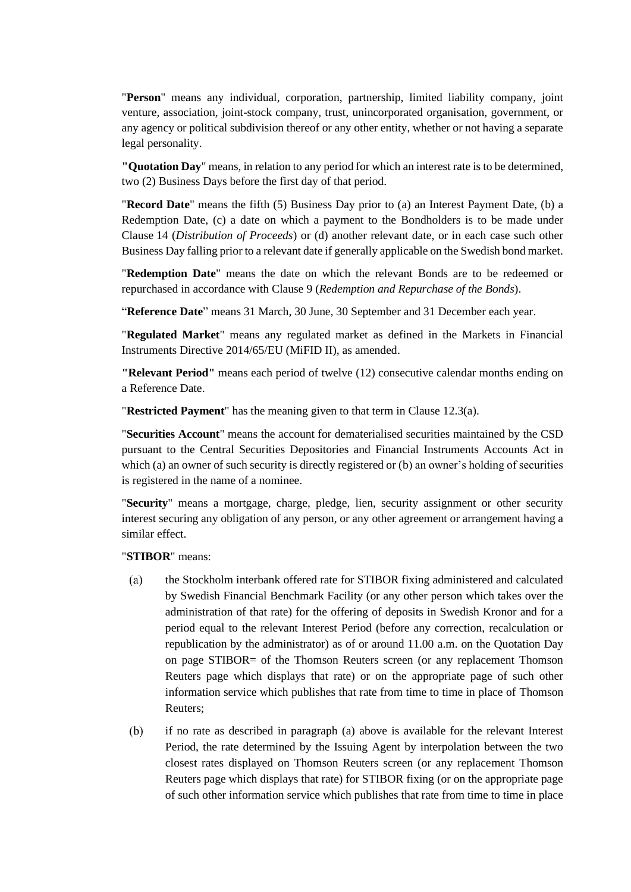"**Person**" means any individual, corporation, partnership, limited liability company, joint venture, association, joint-stock company, trust, unincorporated organisation, government, or any agency or political subdivision thereof or any other entity, whether or not having a separate legal personality.

**"Quotation Day**" means, in relation to any period for which an interest rate is to be determined, two (2) Business Days before the first day of that period.

"**Record Date**" means the fifth (5) Business Day prior to (a) an Interest Payment Date, (b) a Redemption Date, (c) a date on which a payment to the Bondholders is to be made under Clause 14 (*Distribution of Proceeds*) or (d) another relevant date, or in each case such other Business Day falling prior to a relevant date if generally applicable on the Swedish bond market.

"**Redemption Date**" means the date on which the relevant Bonds are to be redeemed or repurchased in accordance with Clause 9 (*Redemption and Repurchase of the Bonds*).

"**Reference Date**" means 31 March, 30 June, 30 September and 31 December each year.

"**Regulated Market**" means any regulated market as defined in the Markets in Financial Instruments Directive 2014/65/EU (MiFID II), as amended.

**"Relevant Period"** means each period of twelve (12) consecutive calendar months ending on a Reference Date.

"**Restricted Payment**" has the meaning given to that term in Clause 12.3(a).

"**Securities Account**" means the account for dematerialised securities maintained by the CSD pursuant to the Central Securities Depositories and Financial Instruments Accounts Act in which (a) an owner of such security is directly registered or (b) an owner's holding of securities is registered in the name of a nominee.

"**Security**" means a mortgage, charge, pledge, lien, security assignment or other security interest securing any obligation of any person, or any other agreement or arrangement having a similar effect.

"**STIBOR**" means:

(a) the Stockholm interbank offered rate for STIBOR fixing administered and calculated by Swedish Financial Benchmark Facility (or any other person which takes over the administration of that rate) for the offering of deposits in Swedish Kronor and for a period equal to the relevant Interest Period (before any correction, recalculation or republication by the administrator) as of or around 11.00 a.m. on the Quotation Day on page STIBOR= of the Thomson Reuters screen (or any replacement Thomson Reuters page which displays that rate) or on the appropriate page of such other information service which publishes that rate from time to time in place of Thomson Reuters;

(b) if no rate as described in paragraph (a) above is available for the relevant Interest Period, the rate determined by the Issuing Agent by interpolation between the two closest rates displayed on Thomson Reuters screen (or any replacement Thomson Reuters page which displays that rate) for STIBOR fixing (or on the appropriate page of such other information service which publishes that rate from time to time in place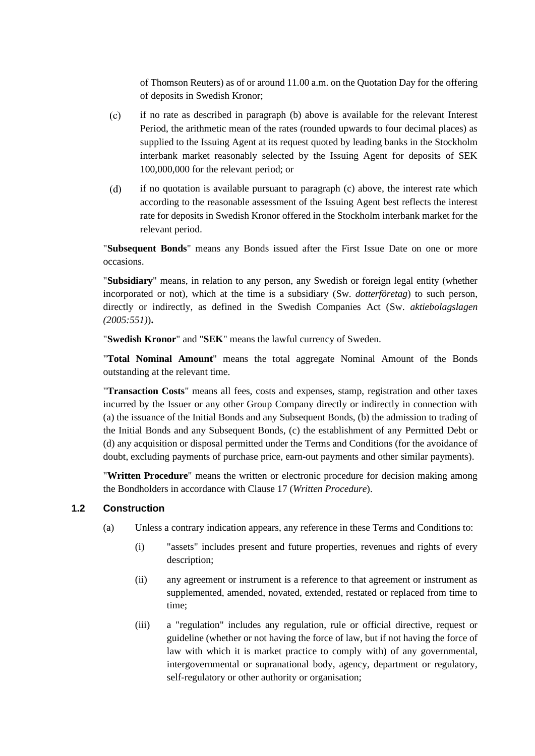of Thomson Reuters) as of or around 11.00 a.m. on the Quotation Day for the offering of deposits in Swedish Kronor;

(c) if no rate as described in paragraph (b) above is available for the relevant Interest Period, the arithmetic mean of the rates (rounded upwards to four decimal places) as supplied to the Issuing Agent at its request quoted by leading banks in the Stockholm interbank market reasonably selected by the Issuing Agent for deposits of SEK 100,000,000 for the relevant period; or

(d) if no quotation is available pursuant to paragraph (c) above, the interest rate which according to the reasonable assessment of the Issuing Agent best reflects the interest rate for deposits in Swedish Kronor offered in the Stockholm interbank market for the relevant period.

"**Subsequent Bonds**" means any Bonds issued after the First Issue Date on one or more occasions.

"**Subsidiary**" means, in relation to any person, any Swedish or foreign legal entity (whether incorporated or not), which at the time is a subsidiary (Sw. *dotterföretag*) to such person, directly or indirectly, as defined in the Swedish Companies Act (Sw. *aktiebolagslagen (2005:551)*)**.**

"**Swedish Kronor**" and "**SEK**" means the lawful currency of Sweden.

"**Total Nominal Amount**" means the total aggregate Nominal Amount of the Bonds outstanding at the relevant time.

"**Transaction Costs**" means all fees, costs and expenses, stamp, registration and other taxes incurred by the Issuer or any other Group Company directly or indirectly in connection with (a) the issuance of the Initial Bonds and any Subsequent Bonds, (b) the admission to trading of the Initial Bonds and any Subsequent Bonds, (c) the establishment of any Permitted Debt or (d) any acquisition or disposal permitted under the Terms and Conditions (for the avoidance of doubt, excluding payments of purchase price, earn-out payments and other similar payments).

"**Written Procedure**" means the written or electronic procedure for decision making among the Bondholders in accordance with Clause 17 (*Written Procedure*).

### 1.2 Construction

(a) Unless a contrary indication appears, any reference in these Terms and Conditions to:

(i) "assets" includes present and future properties, revenues and rights of every description;

(ii) any agreement or instrument is a reference to that agreement or instrument as supplemented, amended, novated, extended, restated or replaced from time to time;

(iii) a "regulation" includes any regulation, rule or official directive, request or guideline (whether or not having the force of law, but if not having the force of law with which it is market practice to comply with) of any governmental, intergovernmental or supranational body, agency, department or regulatory, self-regulatory or other authority or organisation;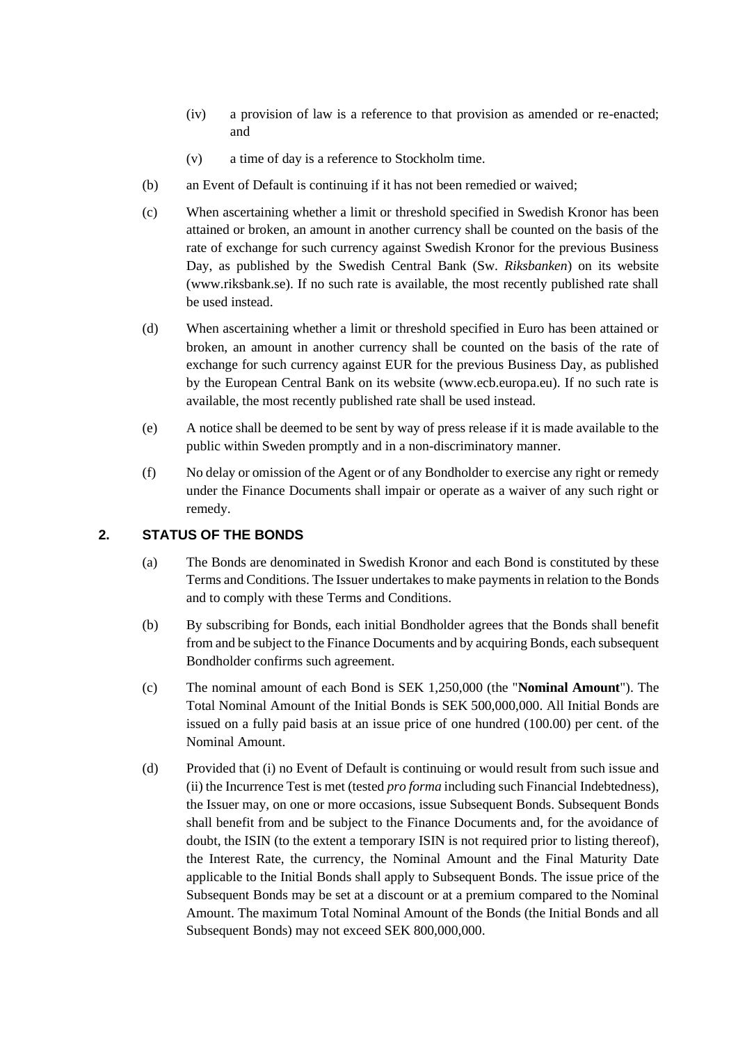(iv) a provision of law is a reference to that provision as amended or re-enacted; and

(v) a time of day is a reference to Stockholm time.

(b) an Event of Default is continuing if it has not been remedied or waived;

(c) When ascertaining whether a limit or threshold specified in Swedish Kronor has been attained or broken, an amount in another currency shall be counted on the basis of the rate of exchange for such currency against Swedish Kronor for the previous Business Day, as published by the Swedish Central Bank (Sw. *Riksbanken*) on its website (www.riksbank.se). If no such rate is available, the most recently published rate shall be used instead.

(d) When ascertaining whether a limit or threshold specified in Euro has been attained or broken, an amount in another currency shall be counted on the basis of the rate of exchange for such currency against EUR for the previous Business Day, as published by the European Central Bank on its website (www.ecb.europa.eu). If no such rate is available, the most recently published rate shall be used instead.

(e) A notice shall be deemed to be sent by way of press release if it is made available to the public within Sweden promptly and in a non-discriminatory manner.

(f) No delay or omission of the Agent or of any Bondholder to exercise any right or remedy under the Finance Documents shall impair or operate as a waiver of any such right or remedy.

## 2. STATUS OF THE BONDS

(a) The Bonds are denominated in Swedish Kronor and each Bond is constituted by these Terms and Conditions. The Issuer undertakes to make payments in relation to the Bonds and to comply with these Terms and Conditions.

(b) By subscribing for Bonds, each initial Bondholder agrees that the Bonds shall benefit from and be subject to the Finance Documents and by acquiring Bonds, each subsequent Bondholder confirms such agreement.

(c) The nominal amount of each Bond is SEK 1,250,000 (the "**Nominal Amount**"). The Total Nominal Amount of the Initial Bonds is SEK 500,000,000. All Initial Bonds are issued on a fully paid basis at an issue price of one hundred (100.00) per cent. of the Nominal Amount.

(d) Provided that (i) no Event of Default is continuing or would result from such issue and (ii) the Incurrence Test is met (tested *pro forma* including such Financial Indebtedness), the Issuer may, on one or more occasions, issue Subsequent Bonds. Subsequent Bonds shall benefit from and be subject to the Finance Documents and, for the avoidance of doubt, the ISIN (to the extent a temporary ISIN is not required prior to listing thereof), the Interest Rate, the currency, the Nominal Amount and the Final Maturity Date applicable to the Initial Bonds shall apply to Subsequent Bonds. The issue price of the Subsequent Bonds may be set at a discount or at a premium compared to the Nominal Amount. The maximum Total Nominal Amount of the Bonds (the Initial Bonds and all Subsequent Bonds) may not exceed SEK 800,000,000.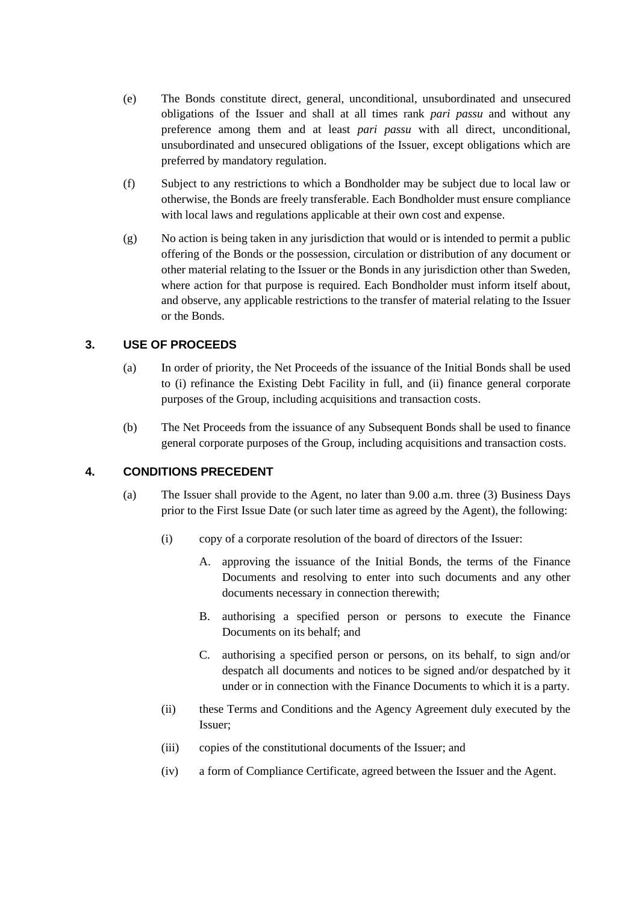(e) The Bonds constitute direct, general, unconditional, unsubordinated and unsecured obligations of the Issuer and shall at all times rank *pari passu* and without any preference among them and at least *pari passu* with all direct, unconditional, unsubordinated and unsecured obligations of the Issuer, except obligations which are preferred by mandatory regulation.

(f) Subject to any restrictions to which a Bondholder may be subject due to local law or otherwise, the Bonds are freely transferable. Each Bondholder must ensure compliance with local laws and regulations applicable at their own cost and expense.

(g) No action is being taken in any jurisdiction that would or is intended to permit a public offering of the Bonds or the possession, circulation or distribution of any document or other material relating to the Issuer or the Bonds in any jurisdiction other than Sweden, where action for that purpose is required. Each Bondholder must inform itself about, and observe, any applicable restrictions to the transfer of material relating to the Issuer or the Bonds.

## 3. USE OF PROCEEDS

(a) In order of priority, the Net Proceeds of the issuance of the Initial Bonds shall be used to (i) refinance the Existing Debt Facility in full, and (ii) finance general corporate purposes of the Group, including acquisitions and transaction costs.

(b) The Net Proceeds from the issuance of any Subsequent Bonds shall be used to finance general corporate purposes of the Group, including acquisitions and transaction costs.

## 4. CONDITIONS PRECEDENT

(a) The Issuer shall provide to the Agent, no later than 9.00 a.m. three (3) Business Days prior to the First Issue Date (or such later time as agreed by the Agent), the following:

(i) copy of a corporate resolution of the board of directors of the Issuer:

A. approving the issuance of the Initial Bonds, the terms of the Finance Documents and resolving to enter into such documents and any other documents necessary in connection therewith;

B. authorising a specified person or persons to execute the Finance Documents on its behalf; and

C. authorising a specified person or persons, on its behalf, to sign and/or despatch all documents and notices to be signed and/or despatched by it under or in connection with the Finance Documents to which it is a party.

(ii) these Terms and Conditions and the Agency Agreement duly executed by the Issuer;

(iii) copies of the constitutional documents of the Issuer; and

(iv) a form of Compliance Certificate, agreed between the Issuer and the Agent.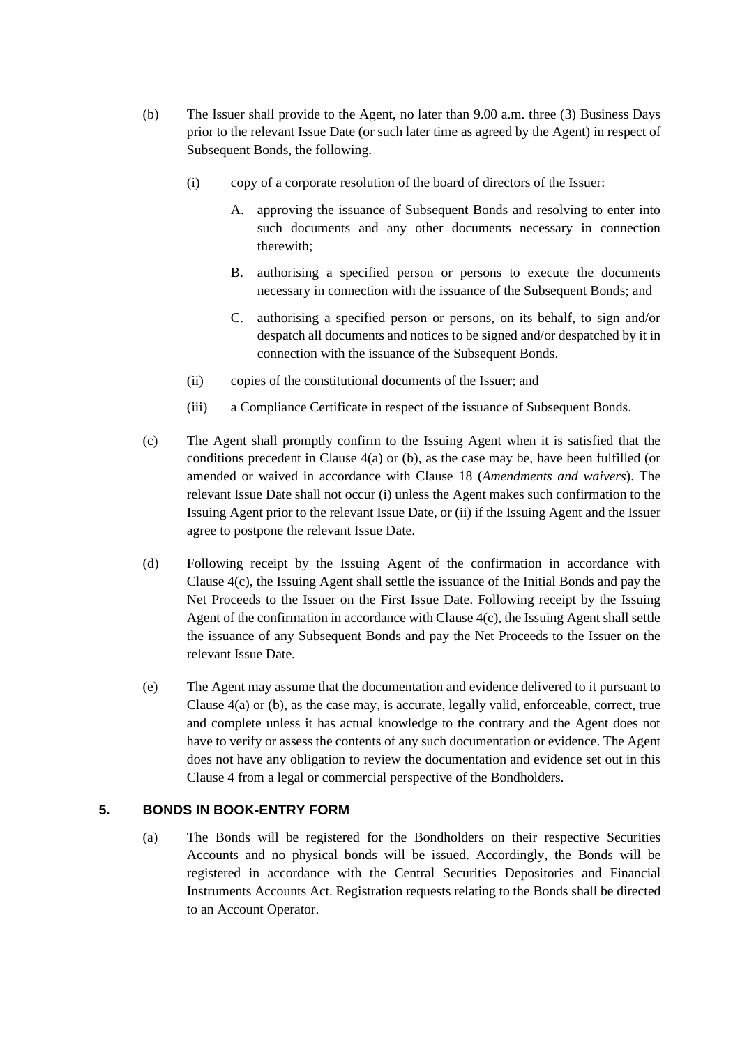(b) The Issuer shall provide to the Agent, no later than 9.00 a.m. three (3) Business Days prior to the relevant Issue Date (or such later time as agreed by the Agent) in respect of Subsequent Bonds, the following.

   (i) copy of a corporate resolution of the board of directors of the Issuer:

      A. approving the issuance of Subsequent Bonds and resolving to enter into such documents and any other documents necessary in connection therewith;

      B. authorising a specified person or persons to execute the documents necessary in connection with the issuance of the Subsequent Bonds; and

      C. authorising a specified person or persons, on its behalf, to sign and/or despatch all documents and notices to be signed and/or despatched by it in connection with the issuance of the Subsequent Bonds.

   (ii) copies of the constitutional documents of the Issuer; and

   (iii) a Compliance Certificate in respect of the issuance of Subsequent Bonds.

(c) The Agent shall promptly confirm to the Issuing Agent when it is satisfied that the conditions precedent in Clause 4(a) or (b), as the case may be, have been fulfilled (or amended or waived in accordance with Clause 18 (*Amendments and waivers*). The relevant Issue Date shall not occur (i) unless the Agent makes such confirmation to the Issuing Agent prior to the relevant Issue Date, or (ii) if the Issuing Agent and the Issuer agree to postpone the relevant Issue Date.

(d) Following receipt by the Issuing Agent of the confirmation in accordance with Clause 4(c), the Issuing Agent shall settle the issuance of the Initial Bonds and pay the Net Proceeds to the Issuer on the First Issue Date. Following receipt by the Issuing Agent of the confirmation in accordance with Clause 4(c), the Issuing Agent shall settle the issuance of any Subsequent Bonds and pay the Net Proceeds to the Issuer on the relevant Issue Date.

(e) The Agent may assume that the documentation and evidence delivered to it pursuant to Clause 4(a) or (b), as the case may be, is accurate, legally valid, enforceable, correct, true and complete unless it has actual knowledge to the contrary and the Agent does not have to verify or assess the contents of any such documentation or evidence. The Agent does not have any obligation to review the documentation and evidence set out in this Clause 4 from a legal or commercial perspective of the Bondholders.

## 5. BONDS IN BOOK-ENTRY FORM

(a) The Bonds will be registered for the Bondholders on their respective Securities Accounts and no physical bonds will be issued. Accordingly, the Bonds will be registered in accordance with the Central Securities Depositories and Financial Instruments Accounts Act. Registration requests relating to the Bonds shall be directed to an Account Operator.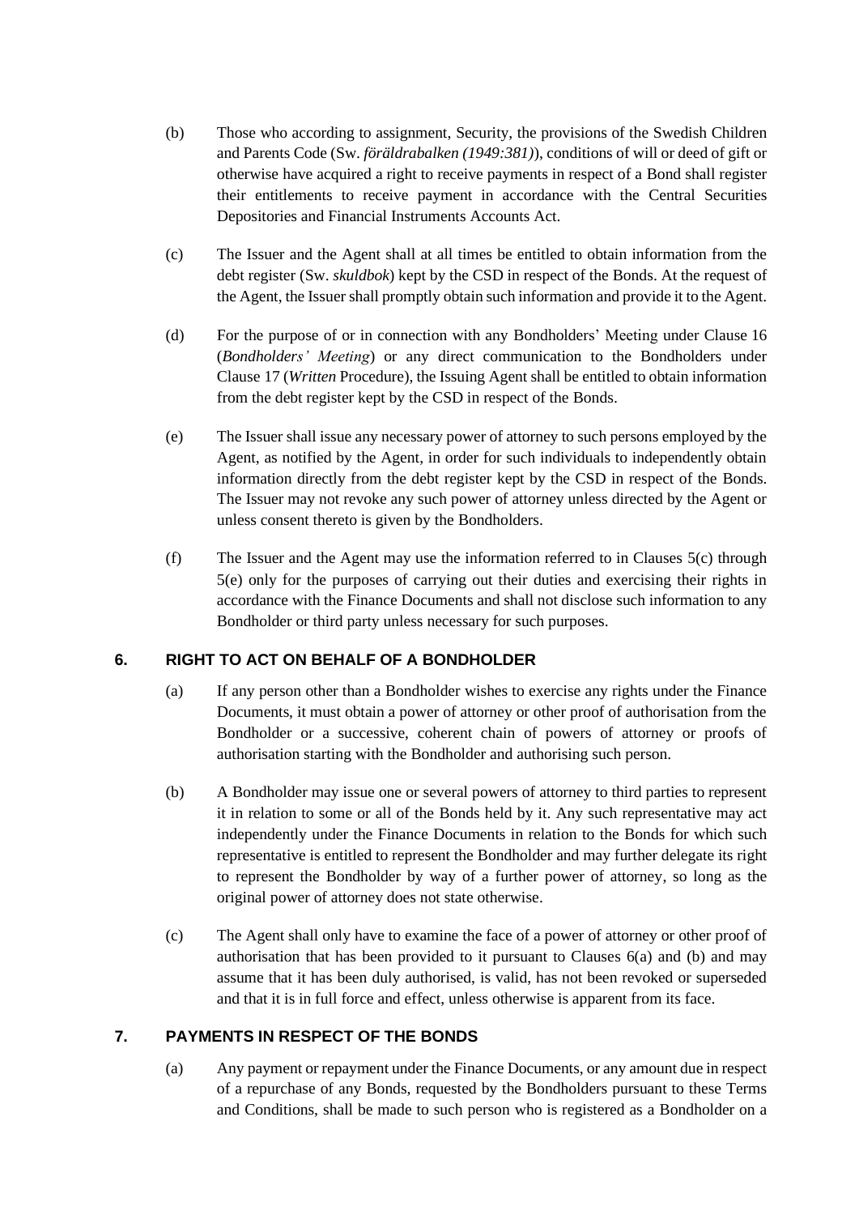(b) Those who according to assignment, Security, the provisions of the Swedish Children and Parents Code (Sw. *föräldrabalken (1949:381)*), conditions of will or deed of gift or otherwise have acquired a right to receive payments in respect of a Bond shall register their entitlements to receive payment in accordance with the Central Securities Depositories and Financial Instruments Accounts Act.

(c) The Issuer and the Agent shall at all times be entitled to obtain information from the debt register (Sw. *skuldbok*) kept by the CSD in respect of the Bonds. At the request of the Agent, the Issuer shall promptly obtain such information and provide it to the Agent.

(d) For the purpose of or in connection with any Bondholders' Meeting under Clause 16 (*Bondholders' Meeting*) or any direct communication to the Bondholders under Clause 17 (*Written* Procedure), the Issuing Agent shall be entitled to obtain information from the debt register kept by the CSD in respect of the Bonds.

(e) The Issuer shall issue any necessary power of attorney to such persons employed by the Agent, as notified by the Agent, in order for such individuals to independently obtain information directly from the debt register kept by the CSD in respect of the Bonds. The Issuer may not revoke any such power of attorney unless directed by the Agent or unless consent thereto is given by the Bondholders.

(f) The Issuer and the Agent may use the information referred to in Clauses 5(c) through 5(e) only for the purposes of carrying out their duties and exercising their rights in accordance with the Finance Documents and shall not disclose such information to any Bondholder or third party unless necessary for such purposes.

## 6. RIGHT TO ACT ON BEHALF OF A BONDHOLDER

(a) If any person other than a Bondholder wishes to exercise any rights under the Finance Documents, it must obtain a power of attorney or other proof of authorisation from the Bondholder or a successive, coherent chain of powers of attorney or proofs of authorisation starting with the Bondholder and authorising such person.

(b) A Bondholder may issue one or several powers of attorney to third parties to represent it in relation to some or all of the Bonds held by it. Any such representative may act independently under the Finance Documents in relation to the Bonds for which such representative is entitled to represent the Bondholder and may further delegate its right to represent the Bondholder by way of a further power of attorney, so long as the original power of attorney does not state otherwise.

(c) The Agent shall only have to examine the face of a power of attorney or other proof of authorisation that has been provided to it pursuant to Clauses 6(a) and (b) and may assume that it has been duly authorised, is valid, has not been revoked or superseded and that it is in full force and effect, unless otherwise is apparent from its face.

## 7. PAYMENTS IN RESPECT OF THE BONDS

(a) Any payment or repayment under the Finance Documents, or any amount due in respect of a repurchase of any Bonds, requested by the Bondholders pursuant to these Terms and Conditions, shall be made to such person who is registered as a Bondholder on a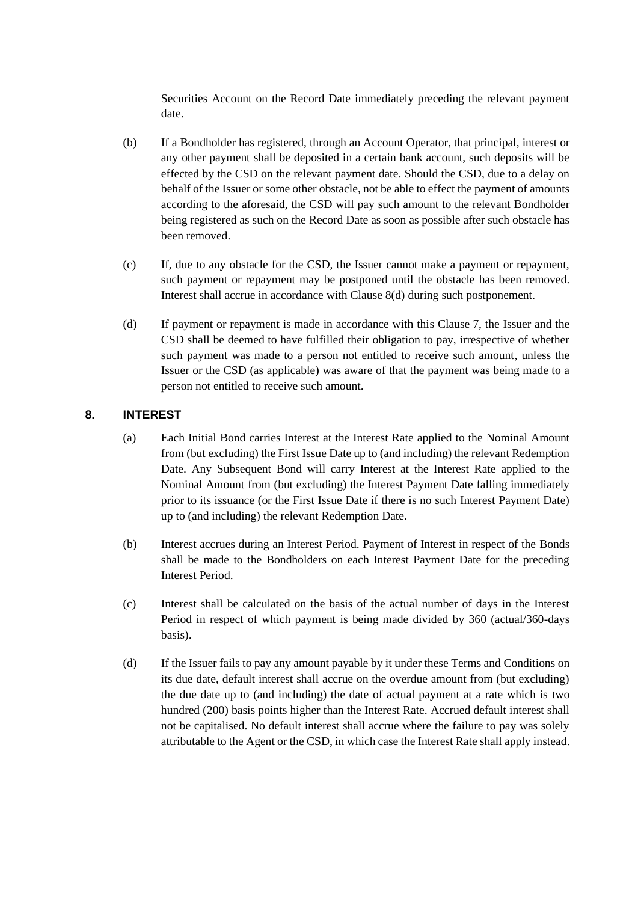Securities Account on the Record Date immediately preceding the relevant payment date.

(b) If a Bondholder has registered, through an Account Operator, that principal, interest or any other payment shall be deposited in a certain bank account, such deposits will be effected by the CSD on the relevant payment date. Should the CSD, due to a delay on behalf of the Issuer or some other obstacle, not be able to effect the payment of amounts according to the aforesaid, the CSD will pay such amount to the relevant Bondholder being registered as such on the Record Date as soon as possible after such obstacle has been removed.

(c) If, due to any obstacle for the CSD, the Issuer cannot make a payment or repayment, such payment or repayment may be postponed until the obstacle has been removed. Interest shall accrue in accordance with Clause 8(d) during such postponement.

(d) If payment or repayment is made in accordance with this Clause 7, the Issuer and the CSD shall be deemed to have fulfilled their obligation to pay, irrespective of whether such payment was made to a person not entitled to receive such amount, unless the Issuer or the CSD (as applicable) was aware of that the payment was being made to a person not entitled to receive such amount.

## 8. INTEREST

(a) Each Initial Bond carries Interest at the Interest Rate applied to the Nominal Amount from (but excluding) the First Issue Date up to (and including) the relevant Redemption Date. Any Subsequent Bond will carry Interest at the Interest Rate applied to the Nominal Amount from (but excluding) the Interest Payment Date falling immediately prior to its issuance (or the First Issue Date if there is no such Interest Payment Date) up to (and including) the relevant Redemption Date.

(b) Interest accrues during an Interest Period. Payment of Interest in respect of the Bonds shall be made to the Bondholders on each Interest Payment Date for the preceding Interest Period.

(c) Interest shall be calculated on the basis of the actual number of days in the Interest Period in respect of which payment is being made divided by 360 (actual/360-days basis).

(d) If the Issuer fails to pay any amount payable by it under these Terms and Conditions on its due date, default interest shall accrue on the overdue amount from (but excluding) the due date up to (and including) the date of actual payment at a rate which is two hundred (200) basis points higher than the Interest Rate. Accrued default interest shall not be capitalised. No default interest shall accrue where the failure to pay was solely attributable to the Agent or the CSD, in which case the Interest Rate shall apply instead.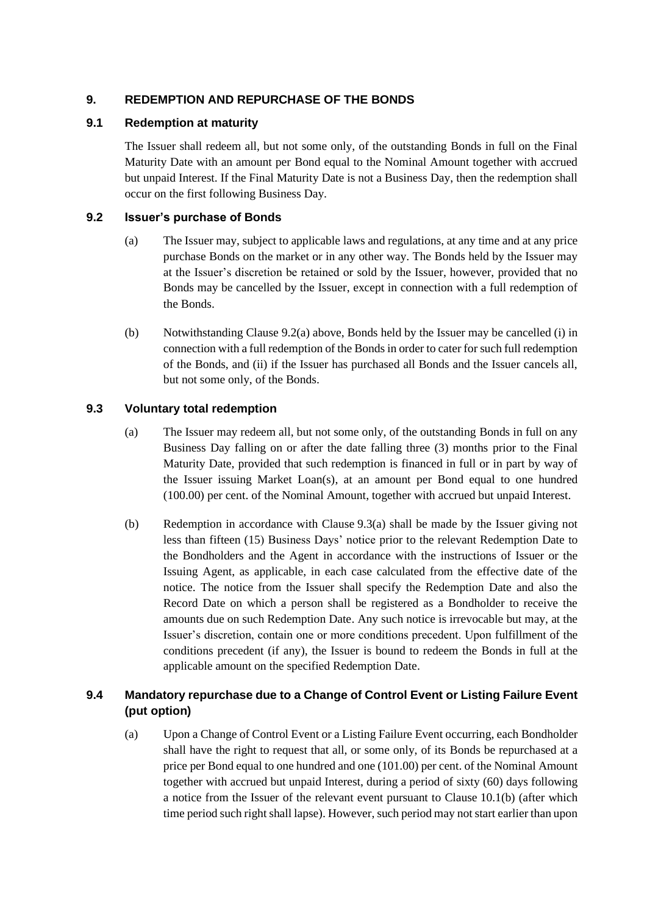## 9. REDEMPTION AND REPURCHASE OF THE BONDS

### 9.1 Redemption at maturity

The Issuer shall redeem all, but not some only, of the outstanding Bonds in full on the Final Maturity Date with an amount per Bond equal to the Nominal Amount together with accrued but unpaid Interest. If the Final Maturity Date is not a Business Day, then the redemption shall occur on the first following Business Day.

### 9.2 Issuer's purchase of Bonds

(a) The Issuer may, subject to applicable laws and regulations, at any time and at any price purchase Bonds on the market or in any other way. The Bonds held by the Issuer may at the Issuer's discretion be retained or sold by the Issuer, however, provided that no Bonds may be cancelled by the Issuer, except in connection with a full redemption of the Bonds.

(b) Notwithstanding Clause 9.2(a) above, Bonds held by the Issuer may be cancelled (i) in connection with a full redemption of the Bonds in order to cater for such full redemption of the Bonds, and (ii) if the Issuer has purchased all Bonds and the Issuer cancels all, but not some only, of the Bonds.

### 9.3 Voluntary total redemption

(a) The Issuer may redeem all, but not some only, of the outstanding Bonds in full on any Business Day falling on or after the date falling three (3) months prior to the Final Maturity Date, provided that such redemption is financed in full or in part by way of the Issuer issuing Market Loan(s), at an amount per Bond equal to one hundred (100.00) per cent. of the Nominal Amount, together with accrued but unpaid Interest.

(b) Redemption in accordance with Clause 9.3(a) shall be made by the Issuer giving not less than fifteen (15) Business Days' notice prior to the relevant Redemption Date to the Bondholders and the Agent in accordance with the instructions of Issuer or the Issuing Agent, as applicable, in each case calculated from the effective date of the notice. The notice from the Issuer shall specify the Redemption Date and also the Record Date on which a person shall be registered as a Bondholder to receive the amounts due on such Redemption Date. Any such notice is irrevocable but may, at the Issuer's discretion, contain one or more conditions precedent. Upon fulfillment of the conditions precedent (if any), the Issuer is bound to redeem the Bonds in full at the applicable amount on the specified Redemption Date.

### 9.4 Mandatory repurchase due to a Change of Control Event or Listing Failure Event (put option)

(a) Upon a Change of Control Event or a Listing Failure Event occurring, each Bondholder shall have the right to request that all, or some only, of its Bonds be repurchased at a price per Bond equal to one hundred and one (101.00) per cent. of the Nominal Amount together with accrued but unpaid Interest, during a period of sixty (60) days following a notice from the Issuer of the relevant event pursuant to Clause 10.1(b) (after which time period such right shall lapse). However, such period may not start earlier than upon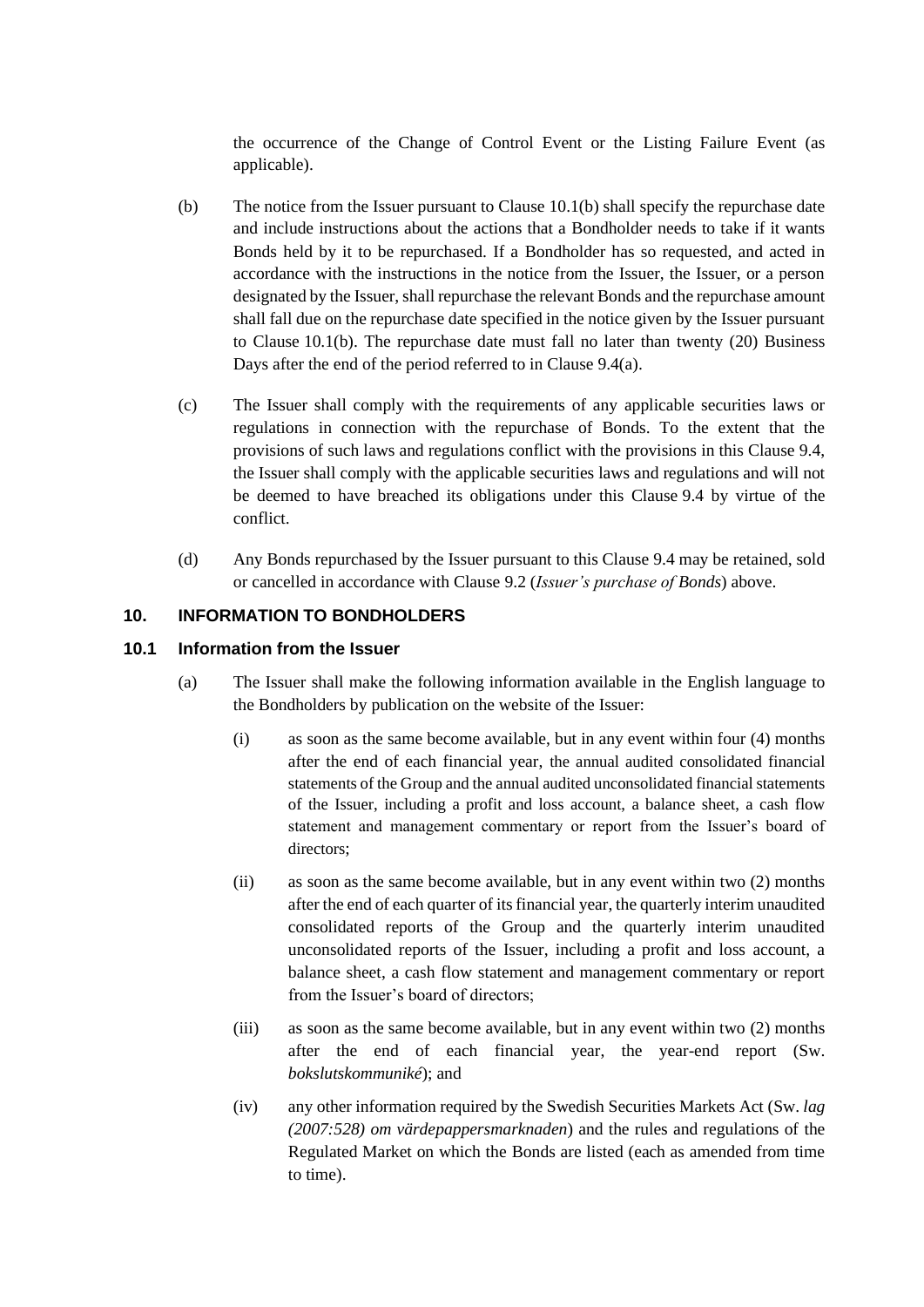the occurrence of the Change of Control Event or the Listing Failure Event (as applicable).

(b) The notice from the Issuer pursuant to Clause 10.1(b) shall specify the repurchase date and include instructions about the actions that a Bondholder needs to take if it wants Bonds held by it to be repurchased. If a Bondholder has so requested, and acted in accordance with the instructions in the notice from the Issuer, the Issuer, or a person designated by the Issuer, shall repurchase the relevant Bonds and the repurchase amount shall fall due on the repurchase date specified in the notice given by the Issuer pursuant to Clause 10.1(b). The repurchase date must fall no later than twenty (20) Business Days after the end of the period referred to in Clause 9.4(a).

(c) The Issuer shall comply with the requirements of any applicable securities laws or regulations in connection with the repurchase of Bonds. To the extent that the provisions of such laws and regulations conflict with the provisions in this Clause 9.4, the Issuer shall comply with the applicable securities laws and regulations and will not be deemed to have breached its obligations under this Clause 9.4 by virtue of the conflict.

(d) Any Bonds repurchased by the Issuer pursuant to this Clause 9.4 may be retained, sold or cancelled in accordance with Clause 9.2 (*Issuer's purchase of Bonds*) above.

## 10. INFORMATION TO BONDHOLDERS

### 10.1 Information from the Issuer

(a) The Issuer shall make the following information available in the English language to the Bondholders by publication on the website of the Issuer:

(i) as soon as the same become available, but in any event within four (4) months after the end of each financial year, the annual audited consolidated financial statements of the Group and the annual audited unconsolidated financial statements of the Issuer, including a profit and loss account, a balance sheet, a cash flow statement and management commentary or report from the Issuer's board of directors;

(ii) as soon as the same become available, but in any event within two (2) months after the end of each quarter of its financial year, the quarterly interim unaudited consolidated reports of the Group and the quarterly interim unaudited unconsolidated reports of the Issuer, including a profit and loss account, a balance sheet, a cash flow statement and management commentary or report from the Issuer's board of directors;

(iii) as soon as the same become available, but in any event within two (2) months after the end of each financial year, the year-end report (Sw. *bokslutskommuniké*); and

(iv) any other information required by the Swedish Securities Markets Act (Sw. *lag (2007:528) om värdepappersmarknaden*) and the rules and regulations of the Regulated Market on which the Bonds are listed (each as amended from time to time).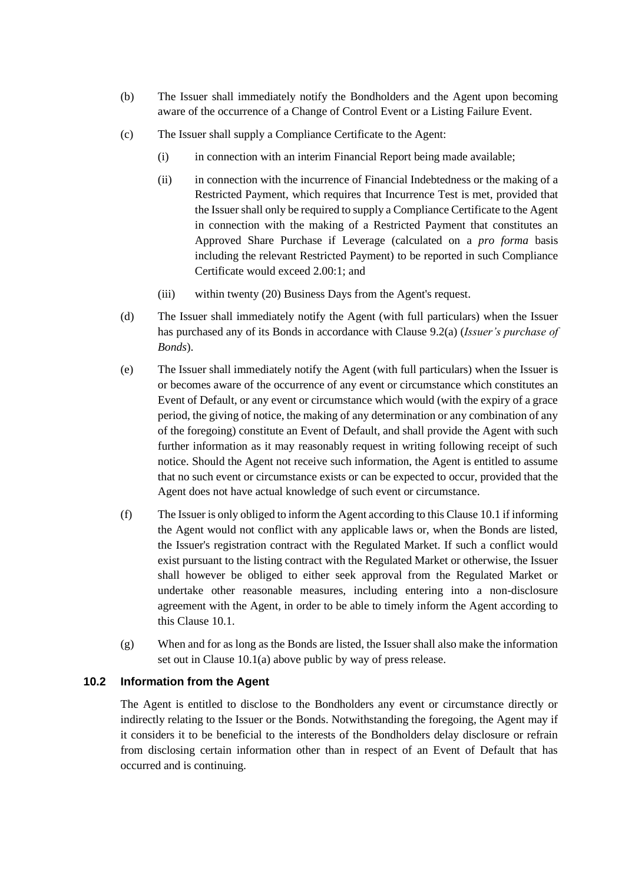(b) The Issuer shall immediately notify the Bondholders and the Agent upon becoming aware of the occurrence of a Change of Control Event or a Listing Failure Event.

(c) The Issuer shall supply a Compliance Certificate to the Agent:

(i) in connection with an interim Financial Report being made available;

(ii) in connection with the incurrence of Financial Indebtedness or the making of a Restricted Payment, which requires that Incurrence Test is met, provided that the Issuer shall only be required to supply a Compliance Certificate to the Agent in connection with the making of a Restricted Payment that constitutes an Approved Share Purchase if Leverage (calculated on a *pro forma* basis including the relevant Restricted Payment) to be reported in such Compliance Certificate would exceed 2.00:1; and

(iii) within twenty (20) Business Days from the Agent's request.

(d) The Issuer shall immediately notify the Agent (with full particulars) when the Issuer has purchased any of its Bonds in accordance with Clause 9.2(a) (*Issuer's purchase of Bonds*).

(e) The Issuer shall immediately notify the Agent (with full particulars) when the Issuer is or becomes aware of the occurrence of any event or circumstance which constitutes an Event of Default, or any event or circumstance which would (with the expiry of a grace period, the giving of notice, the making of any determination or any combination of any of the foregoing) constitute an Event of Default, and shall provide the Agent with such further information as it may reasonably request in writing following receipt of such notice. Should the Agent not receive such information, the Agent is entitled to assume that no such event or circumstance exists or can be expected to occur, provided that the Agent does not have actual knowledge of such event or circumstance.

(f) The Issuer is only obliged to inform the Agent according to this Clause 10.1 if informing the Agent would not conflict with any applicable laws or, when the Bonds are listed, the Issuer's registration contract with the Regulated Market. If such a conflict would exist pursuant to the listing contract with the Regulated Market or otherwise, the Issuer shall however be obliged to either seek approval from the Regulated Market or undertake other reasonable measures, including entering into a non-disclosure agreement with the Agent, in order to be able to timely inform the Agent according to this Clause 10.1.

(g) When and for as long as the Bonds are listed, the Issuer shall also make the information set out in Clause 10.1(a) above public by way of press release.

### 10.2 Information from the Agent

The Agent is entitled to disclose to the Bondholders any event or circumstance directly or indirectly relating to the Issuer or the Bonds. Notwithstanding the foregoing, the Agent may if it considers it to be beneficial to the interests of the Bondholders delay disclosure or refrain from disclosing certain information other than in respect of an Event of Default that has occurred and is continuing.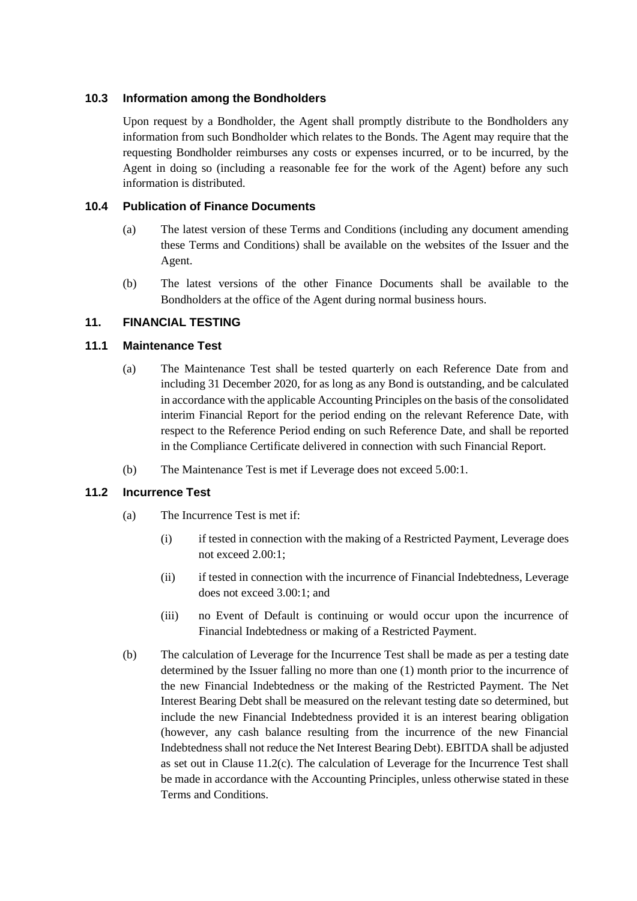### 10.3 Information among the Bondholders

Upon request by a Bondholder, the Agent shall promptly distribute to the Bondholders any information from such Bondholder which relates to the Bonds. The Agent may require that the requesting Bondholder reimburses any costs or expenses incurred, or to be incurred, by the Agent in doing so (including a reasonable fee for the work of the Agent) before any such information is distributed.

### 10.4 Publication of Finance Documents

(a) The latest version of these Terms and Conditions (including any document amending these Terms and Conditions) shall be available on the websites of the Issuer and the Agent.

(b) The latest versions of the other Finance Documents shall be available to the Bondholders at the office of the Agent during normal business hours.

## 11. FINANCIAL TESTING

### 11.1 Maintenance Test

(a) The Maintenance Test shall be tested quarterly on each Reference Date from and including 31 December 2020, for as long as any Bond is outstanding, and be calculated in accordance with the applicable Accounting Principles on the basis of the consolidated interim Financial Report for the period ending on the relevant Reference Date, with respect to the Reference Period ending on such Reference Date, and shall be reported in the Compliance Certificate delivered in connection with such Financial Report.

(b) The Maintenance Test is met if Leverage does not exceed 5.00:1.

### 11.2 Incurrence Test

(a) The Incurrence Test is met if:

(i) if tested in connection with the making of a Restricted Payment, Leverage does not exceed 2.00:1;

(ii) if tested in connection with the incurrence of Financial Indebtedness, Leverage does not exceed 3.00:1; and

(iii) no Event of Default is continuing or would occur upon the incurrence of Financial Indebtedness or making of a Restricted Payment.

(b) The calculation of Leverage for the Incurrence Test shall be made as per a testing date determined by the Issuer falling no more than one (1) month prior to the incurrence of the new Financial Indebtedness or the making of the Restricted Payment. The Net Interest Bearing Debt shall be measured on the relevant testing date so determined, but include the new Financial Indebtedness provided it is an interest bearing obligation (however, any cash balance resulting from the incurrence of the new Financial Indebtedness shall not reduce the Net Interest Bearing Debt). EBITDA shall be adjusted as set out in Clause 11.2(c). The calculation of Leverage for the Incurrence Test shall be made in accordance with the Accounting Principles, unless otherwise stated in these Terms and Conditions.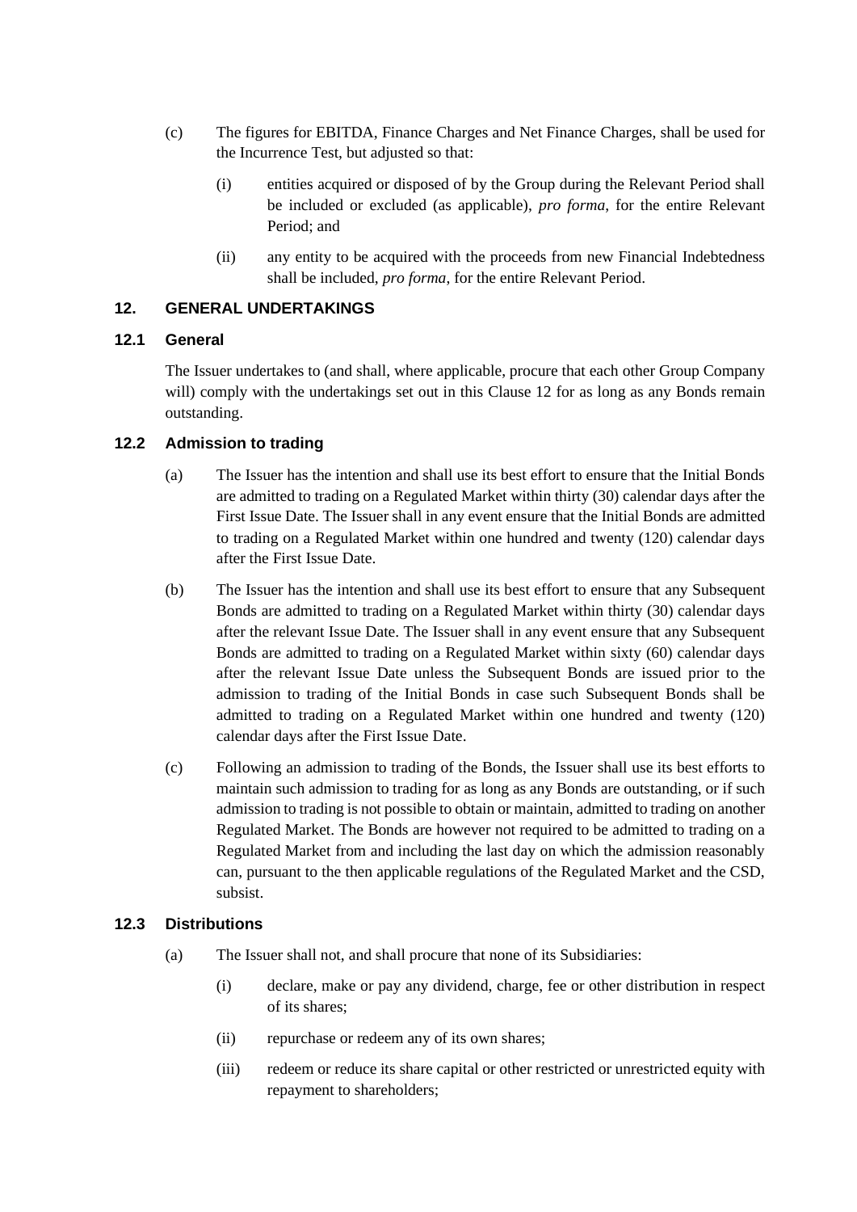(c) The figures for EBITDA, Finance Charges and Net Finance Charges, shall be used for the Incurrence Test, but adjusted so that:

(i) entities acquired or disposed of by the Group during the Relevant Period shall be included or excluded (as applicable), *pro forma*, for the entire Relevant Period; and

(ii) any entity to be acquired with the proceeds from new Financial Indebtedness shall be included, *pro forma*, for the entire Relevant Period.

## 12. GENERAL UNDERTAKINGS

### 12.1 General

The Issuer undertakes to (and shall, where applicable, procure that each other Group Company will) comply with the undertakings set out in this Clause 12 for as long as any Bonds remain outstanding.

### 12.2 Admission to trading

(a) The Issuer has the intention and shall use its best effort to ensure that the Initial Bonds are admitted to trading on a Regulated Market within thirty (30) calendar days after the First Issue Date. The Issuer shall in any event ensure that the Initial Bonds are admitted to trading on a Regulated Market within one hundred and twenty (120) calendar days after the First Issue Date.

(b) The Issuer has the intention and shall use its best effort to ensure that any Subsequent Bonds are admitted to trading on a Regulated Market within thirty (30) calendar days after the relevant Issue Date. The Issuer shall in any event ensure that any Subsequent Bonds are admitted to trading on a Regulated Market within sixty (60) calendar days after the relevant Issue Date unless the Subsequent Bonds are issued prior to the admission to trading of the Initial Bonds in case such Subsequent Bonds shall be admitted to trading on a Regulated Market within one hundred and twenty (120) calendar days after the First Issue Date.

(c) Following an admission to trading of the Bonds, the Issuer shall use its best efforts to maintain such admission to trading for as long as any Bonds are outstanding, or if such admission to trading is not possible to obtain or maintain, admitted to trading on another Regulated Market. The Bonds are however not required to be admitted to trading on a Regulated Market from and including the last day on which the admission reasonably can, pursuant to the then applicable regulations of the Regulated Market and the CSD, subsist.

### 12.3 Distributions

(a) The Issuer shall not, and shall procure that none of its Subsidiaries:

(i) declare, make or pay any dividend, charge, fee or other distribution in respect of its shares;

(ii) repurchase or redeem any of its own shares;

(iii) redeem or reduce its share capital or other restricted or unrestricted equity with repayment to shareholders;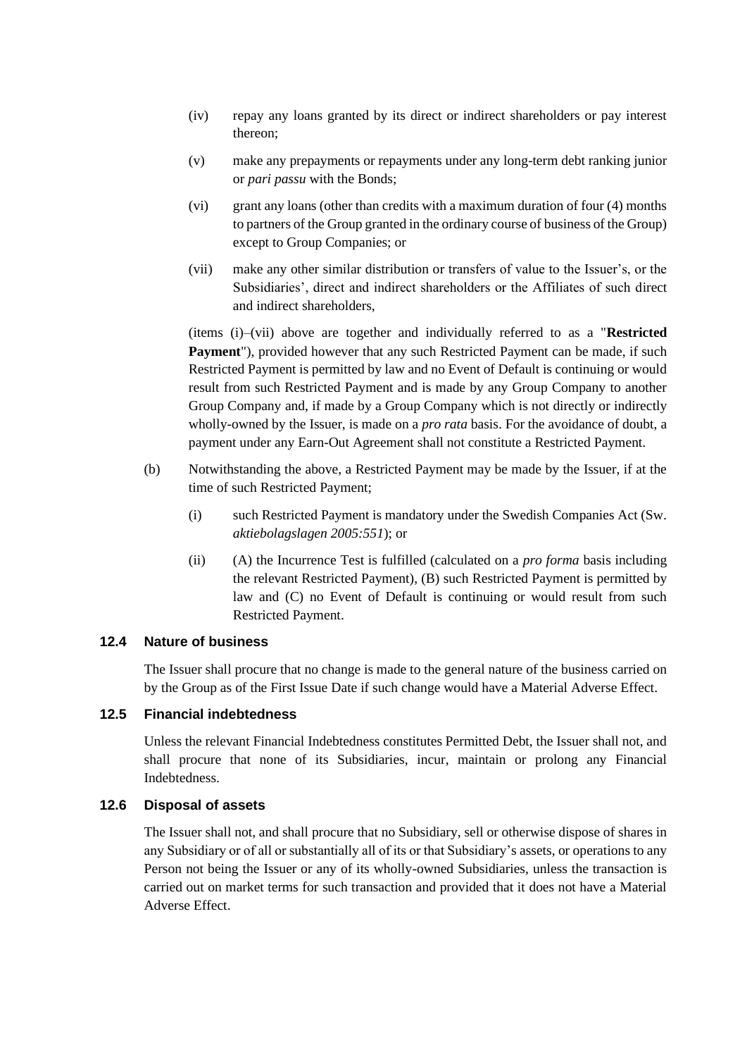(iv) repay any loans granted by its direct or indirect shareholders or pay interest thereon;

(v) make any prepayments or repayments under any long-term debt ranking junior or *pari passu* with the Bonds;

(vi) grant any loans (other than credits with a maximum duration of four (4) months to partners of the Group granted in the ordinary course of business of the Group) except to Group Companies; or

(vii) make any other similar distribution or transfers of value to the Issuer's, or the Subsidiaries', direct and indirect shareholders or the Affiliates of such direct and indirect shareholders,

(items (i)–(vii) above are together and individually referred to as a "**Restricted Payment**"), provided however that any such Restricted Payment can be made, if such Restricted Payment is permitted by law and no Event of Default is continuing or would result from such Restricted Payment and is made by any Group Company to another Group Company and, if made by a Group Company which is not directly or indirectly wholly-owned by the Issuer, is made on a *pro rata* basis. For the avoidance of doubt, a payment under any Earn-Out Agreement shall not constitute a Restricted Payment.

(b) Notwithstanding the above, a Restricted Payment may be made by the Issuer, if at the time of such Restricted Payment;

(i) such Restricted Payment is mandatory under the Swedish Companies Act (Sw. *aktiebolagslagen 2005:551*); or

(ii) (A) the Incurrence Test is fulfilled (calculated on a *pro forma* basis including the relevant Restricted Payment), (B) such Restricted Payment is permitted by law and (C) no Event of Default is continuing or would result from such Restricted Payment.

### 12.4 Nature of business

The Issuer shall procure that no change is made to the general nature of the business carried on by the Group as of the First Issue Date if such change would have a Material Adverse Effect.

### 12.5 Financial indebtedness

Unless the relevant Financial Indebtedness constitutes Permitted Debt, the Issuer shall not, and shall procure that none of its Subsidiaries, incur, maintain or prolong any Financial Indebtedness.

### 12.6 Disposal of assets

The Issuer shall not, and shall procure that no Subsidiary, sell or otherwise dispose of shares in any Subsidiary or of all or substantially all of its or that Subsidiary's assets, or operations to any Person not being the Issuer or any of its wholly-owned Subsidiaries, unless the transaction is carried out on market terms for such transaction and provided that it does not have a Material Adverse Effect.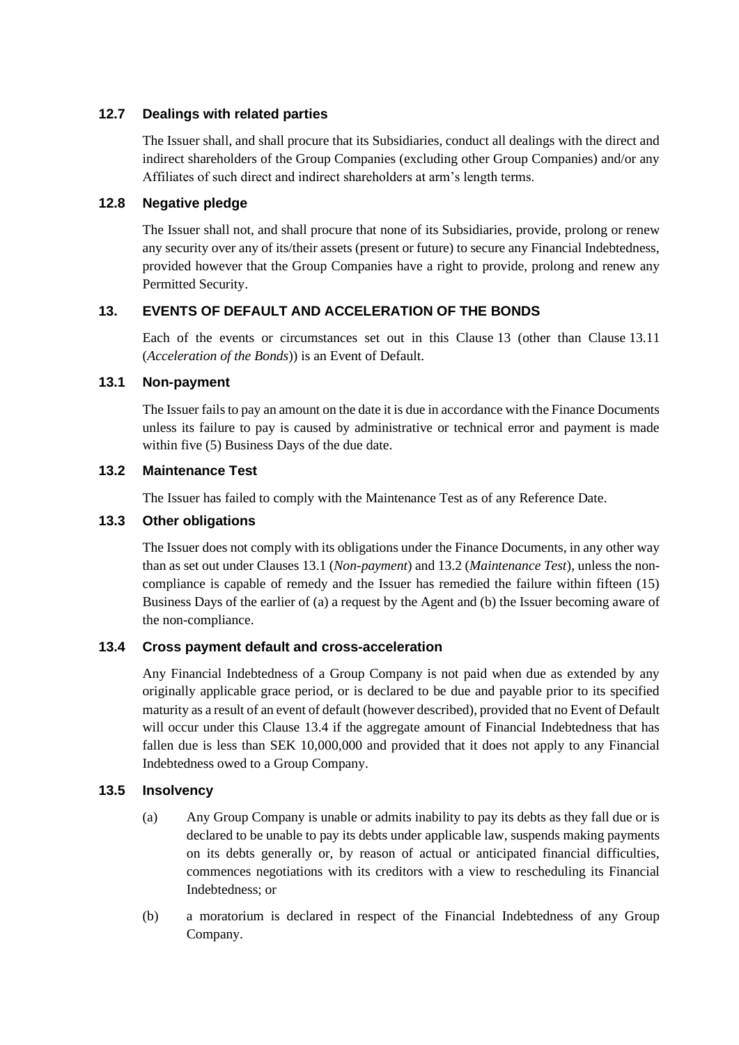### 12.7 Dealings with related parties

The Issuer shall, and shall procure that its Subsidiaries, conduct all dealings with the direct and indirect shareholders of the Group Companies (excluding other Group Companies) and/or any Affiliates of such direct and indirect shareholders at arm's length terms.

### 12.8 Negative pledge

The Issuer shall not, and shall procure that none of its Subsidiaries, provide, prolong or renew any security over any of its/their assets (present or future) to secure any Financial Indebtedness, provided however that the Group Companies have a right to provide, prolong and renew any Permitted Security.

## 13. EVENTS OF DEFAULT AND ACCELERATION OF THE BONDS

Each of the events or circumstances set out in this Clause 13 (other than Clause 13.11 (*Acceleration of the Bonds*)) is an Event of Default.

### 13.1 Non-payment

The Issuer fails to pay an amount on the date it is due in accordance with the Finance Documents unless its failure to pay is caused by administrative or technical error and payment is made within five (5) Business Days of the due date.

### 13.2 Maintenance Test

The Issuer has failed to comply with the Maintenance Test as of any Reference Date.

### 13.3 Other obligations

The Issuer does not comply with its obligations under the Finance Documents, in any other way than as set out under Clauses 13.1 (*Non-payment*) and 13.2 (*Maintenance Test*), unless the non-compliance is capable of remedy and the Issuer has remedied the failure within fifteen (15) Business Days of the earlier of (a) a request by the Agent and (b) the Issuer becoming aware of the non-compliance.

### 13.4 Cross payment default and cross-acceleration

Any Financial Indebtedness of a Group Company is not paid when due as extended by any originally applicable grace period, or is declared to be due and payable prior to its specified maturity as a result of an event of default (however described), provided that no Event of Default will occur under this Clause 13.4 if the aggregate amount of Financial Indebtedness that has fallen due is less than SEK 10,000,000 and provided that it does not apply to any Financial Indebtedness owed to a Group Company.

### 13.5 Insolvency

(a) Any Group Company is unable or admits inability to pay its debts as they fall due or is declared to be unable to pay its debts under applicable law, suspends making payments on its debts generally or, by reason of actual or anticipated financial difficulties, commences negotiations with its creditors with a view to rescheduling its Financial Indebtedness; or

(b) a moratorium is declared in respect of the Financial Indebtedness of any Group Company.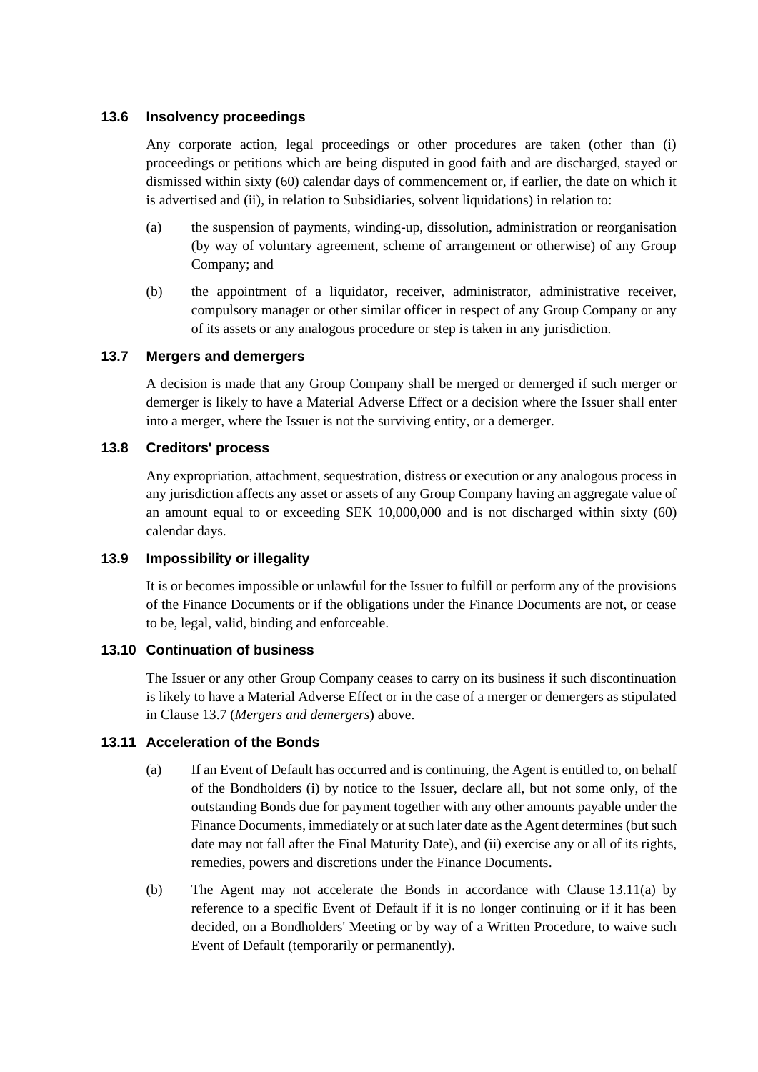### 13.6 Insolvency proceedings

Any corporate action, legal proceedings or other procedures are taken (other than (i) proceedings or petitions which are being disputed in good faith and are discharged, stayed or dismissed within sixty (60) calendar days of commencement or, if earlier, the date on which it is advertised and (ii), in relation to Subsidiaries, solvent liquidations) in relation to:

(a) the suspension of payments, winding-up, dissolution, administration or reorganisation (by way of voluntary agreement, scheme of arrangement or otherwise) of any Group Company; and

(b) the appointment of a liquidator, receiver, administrator, administrative receiver, compulsory manager or other similar officer in respect of any Group Company or any of its assets or any analogous procedure or step is taken in any jurisdiction.

### 13.7 Mergers and demergers

A decision is made that any Group Company shall be merged or demerged if such merger or demerger is likely to have a Material Adverse Effect or a decision where the Issuer shall enter into a merger, where the Issuer is not the surviving entity, or a demerger.

### 13.8 Creditors' process

Any expropriation, attachment, sequestration, distress or execution or any analogous process in any jurisdiction affects any asset or assets of any Group Company having an aggregate value of an amount equal to or exceeding SEK 10,000,000 and is not discharged within sixty (60) calendar days.

### 13.9 Impossibility or illegality

It is or becomes impossible or unlawful for the Issuer to fulfill or perform any of the provisions of the Finance Documents or if the obligations under the Finance Documents are not, or cease to be, legal, valid, binding and enforceable.

### 13.10 Continuation of business

The Issuer or any other Group Company ceases to carry on its business if such discontinuation is likely to have a Material Adverse Effect or in the case of a merger or demergers as stipulated in Clause 13.7 (*Mergers and demergers*) above.

### 13.11 Acceleration of the Bonds

(a) If an Event of Default has occurred and is continuing, the Agent is entitled to, on behalf of the Bondholders (i) by notice to the Issuer, declare all, but not some only, of the outstanding Bonds due for payment together with any other amounts payable under the Finance Documents, immediately or at such later date as the Agent determines (but such date may not fall after the Final Maturity Date), and (ii) exercise any or all of its rights, remedies, powers and discretions under the Finance Documents.

(b) The Agent may not accelerate the Bonds in accordance with Clause 13.11(a) by reference to a specific Event of Default if it is no longer continuing or if it has been decided, on a Bondholders' Meeting or by way of a Written Procedure, to waive such Event of Default (temporarily or permanently).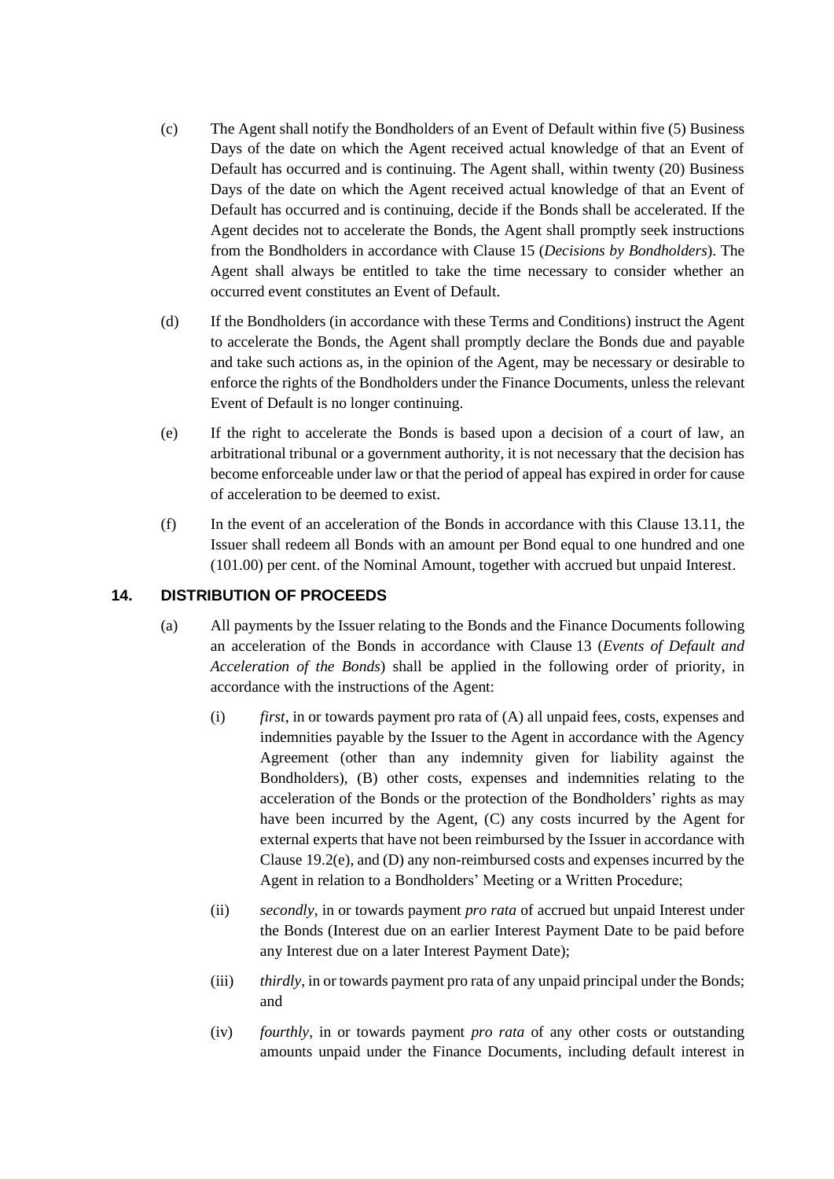(c) The Agent shall notify the Bondholders of an Event of Default within five (5) Business Days of the date on which the Agent received actual knowledge of that an Event of Default has occurred and is continuing. The Agent shall, within twenty (20) Business Days of the date on which the Agent received actual knowledge of that an Event of Default has occurred and is continuing, decide if the Bonds shall be accelerated. If the Agent decides not to accelerate the Bonds, the Agent shall promptly seek instructions from the Bondholders in accordance with Clause 15 (*Decisions by Bondholders*). The Agent shall always be entitled to take the time necessary to consider whether an occurred event constitutes an Event of Default.

(d) If the Bondholders (in accordance with these Terms and Conditions) instruct the Agent to accelerate the Bonds, the Agent shall promptly declare the Bonds due and payable and take such actions as, in the opinion of the Agent, may be necessary or desirable to enforce the rights of the Bondholders under the Finance Documents, unless the relevant Event of Default is no longer continuing.

(e) If the right to accelerate the Bonds is based upon a decision of a court of law, an arbitrational tribunal or a government authority, it is not necessary that the decision has become enforceable under law or that the period of appeal has expired in order for cause of acceleration to be deemed to exist.

(f) In the event of an acceleration of the Bonds in accordance with this Clause 13.11, the Issuer shall redeem all Bonds with an amount per Bond equal to one hundred and one (101.00) per cent. of the Nominal Amount, together with accrued but unpaid Interest.

## 14. DISTRIBUTION OF PROCEEDS

(a) All payments by the Issuer relating to the Bonds and the Finance Documents following an acceleration of the Bonds in accordance with Clause 13 (*Events of Default and Acceleration of the Bonds*) shall be applied in the following order of priority, in accordance with the instructions of the Agent:

(i) *first*, in or towards payment pro rata of (A) all unpaid fees, costs, expenses and indemnities payable by the Issuer to the Agent in accordance with the Agency Agreement (other than any indemnity given for liability against the Bondholders), (B) other costs, expenses and indemnities relating to the acceleration of the Bonds or the protection of the Bondholders' rights as may have been incurred by the Agent, (C) any costs incurred by the Agent for external experts that have not been reimbursed by the Issuer in accordance with Clause 19.2(e), and (D) any non-reimbursed costs and expenses incurred by the Agent in relation to a Bondholders' Meeting or a Written Procedure;

(ii) *secondly*, in or towards payment *pro rata* of accrued but unpaid Interest under the Bonds (Interest due on an earlier Interest Payment Date to be paid before any Interest due on a later Interest Payment Date);

(iii) *thirdly*, in or towards payment pro rata of any unpaid principal under the Bonds; and

(iv) *fourthly*, in or towards payment *pro rata* of any other costs or outstanding amounts unpaid under the Finance Documents, including default interest in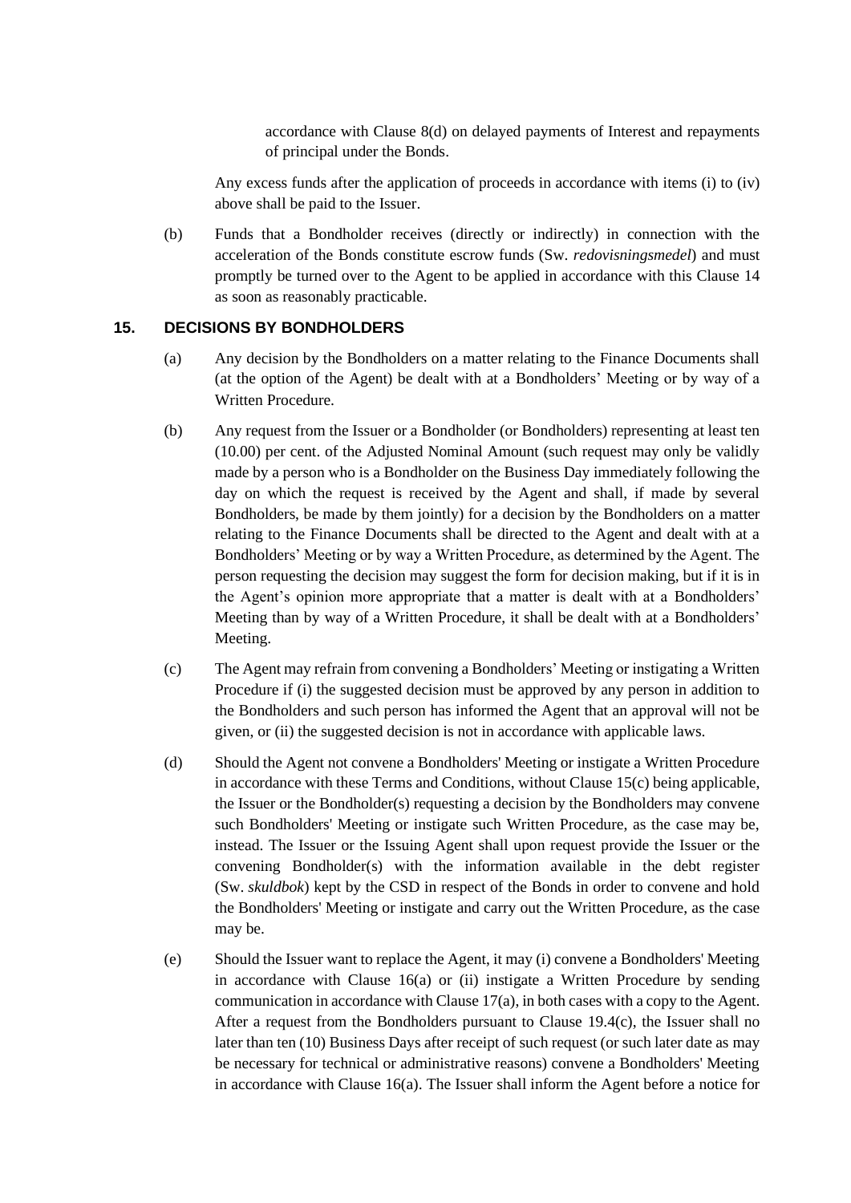accordance with Clause 8(d) on delayed payments of Interest and repayments of principal under the Bonds.

Any excess funds after the application of proceeds in accordance with items (i) to (iv) above shall be paid to the Issuer.

(b) Funds that a Bondholder receives (directly or indirectly) in connection with the acceleration of the Bonds constitute escrow funds (Sw. *redovisningsmedel*) and must promptly be turned over to the Agent to be applied in accordance with this Clause 14 as soon as reasonably practicable.

## 15. DECISIONS BY BONDHOLDERS

(a) Any decision by the Bondholders on a matter relating to the Finance Documents shall (at the option of the Agent) be dealt with at a Bondholders' Meeting or by way of a Written Procedure.

(b) Any request from the Issuer or a Bondholder (or Bondholders) representing at least ten (10.00) per cent. of the Adjusted Nominal Amount (such request may only be validly made by a person who is a Bondholder on the Business Day immediately following the day on which the request is received by the Agent and shall, if made by several Bondholders, be made by them jointly) for a decision by the Bondholders on a matter relating to the Finance Documents shall be directed to the Agent and dealt with at a Bondholders' Meeting or by way a Written Procedure, as determined by the Agent. The person requesting the decision may suggest the form for decision making, but if it is in the Agent's opinion more appropriate that a matter is dealt with at a Bondholders' Meeting than by way of a Written Procedure, it shall be dealt with at a Bondholders' Meeting.

(c) The Agent may refrain from convening a Bondholders' Meeting or instigating a Written Procedure if (i) the suggested decision must be approved by any person in addition to the Bondholders and such person has informed the Agent that an approval will not be given, or (ii) the suggested decision is not in accordance with applicable laws.

(d) Should the Agent not convene a Bondholders' Meeting or instigate a Written Procedure in accordance with these Terms and Conditions, without Clause 15(c) being applicable, the Issuer or the Bondholder(s) requesting a decision by the Bondholders may convene such Bondholders' Meeting or instigate such Written Procedure, as the case may be, instead. The Issuer or the Issuing Agent shall upon request provide the Issuer or the convening Bondholder(s) with the information available in the debt register (Sw. *skuldbok*) kept by the CSD in respect of the Bonds in order to convene and hold the Bondholders' Meeting or instigate and carry out the Written Procedure, as the case may be.

(e) Should the Issuer want to replace the Agent, it may (i) convene a Bondholders' Meeting in accordance with Clause 16(a) or (ii) instigate a Written Procedure by sending communication in accordance with Clause 17(a), in both cases with a copy to the Agent. After a request from the Bondholders pursuant to Clause 19.4(c), the Issuer shall no later than ten (10) Business Days after receipt of such request (or such later date as may be necessary for technical or administrative reasons) convene a Bondholders' Meeting in accordance with Clause 16(a). The Issuer shall inform the Agent before a notice for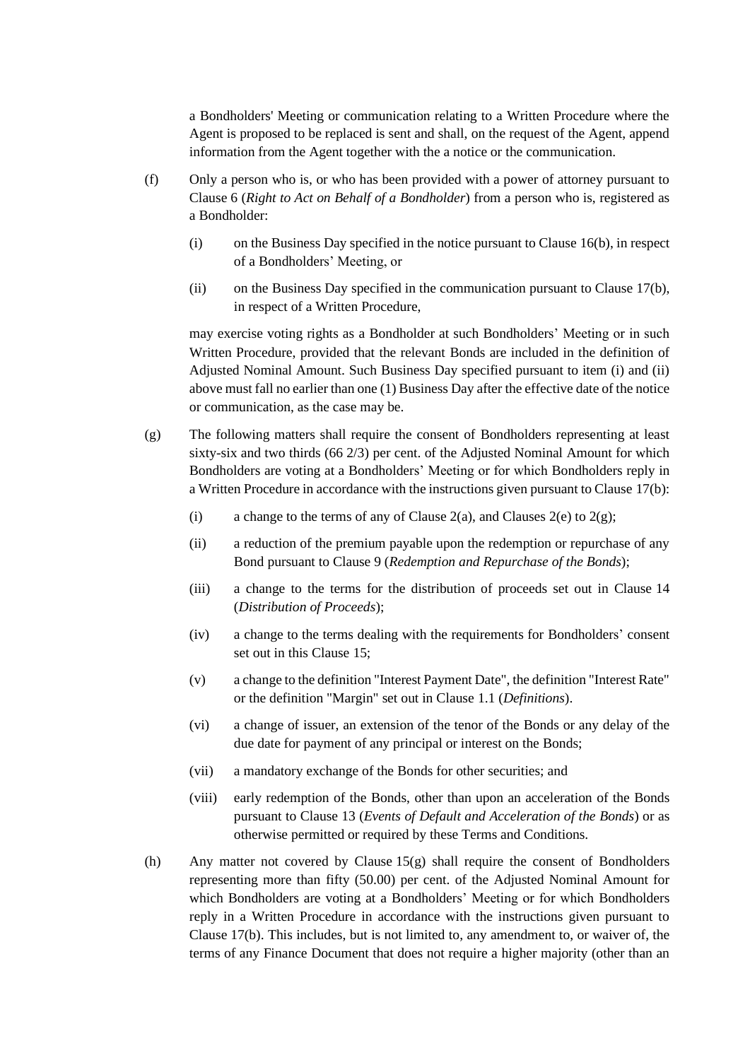a Bondholders' Meeting or communication relating to a Written Procedure where the Agent is proposed to be replaced is sent and shall, on the request of the Agent, append information from the Agent together with the a notice or the communication.

(f) Only a person who is, or who has been provided with a power of attorney pursuant to Clause 6 (*Right to Act on Behalf of a Bondholder*) from a person who is, registered as a Bondholder:

(i) on the Business Day specified in the notice pursuant to Clause 16(b), in respect of a Bondholders' Meeting, or

(ii) on the Business Day specified in the communication pursuant to Clause 17(b), in respect of a Written Procedure,

may exercise voting rights as a Bondholder at such Bondholders' Meeting or in such Written Procedure, provided that the relevant Bonds are included in the definition of Adjusted Nominal Amount. Such Business Day specified pursuant to item (i) and (ii) above must fall no earlier than one (1) Business Day after the effective date of the notice or communication, as the case may be.

(g) The following matters shall require the consent of Bondholders representing at least sixty-six and two thirds (66 2/3) per cent. of the Adjusted Nominal Amount for which Bondholders are voting at a Bondholders' Meeting or for which Bondholders reply in a Written Procedure in accordance with the instructions given pursuant to Clause 17(b):

(i) a change to the terms of any of Clause 2(a), and Clauses 2(e) to 2(g);

(ii) a reduction of the premium payable upon the redemption or repurchase of any Bond pursuant to Clause 9 (*Redemption and Repurchase of the Bonds*);

(iii) a change to the terms for the distribution of proceeds set out in Clause 14 (*Distribution of Proceeds*);

(iv) a change to the terms dealing with the requirements for Bondholders' consent set out in this Clause 15;

(v) a change to the definition "Interest Payment Date", the definition "Interest Rate" or the definition "Margin" set out in Clause 1.1 (*Definitions*).

(vi) a change of issuer, an extension of the tenor of the Bonds or any delay of the due date for payment of any principal or interest on the Bonds;

(vii) a mandatory exchange of the Bonds for other securities; and

(viii) early redemption of the Bonds, other than upon an acceleration of the Bonds pursuant to Clause 13 (*Events of Default and Acceleration of the Bonds*) or as otherwise permitted or required by these Terms and Conditions.

(h) Any matter not covered by Clause 15(g) shall require the consent of Bondholders representing more than fifty (50.00) per cent. of the Adjusted Nominal Amount for which Bondholders are voting at a Bondholders' Meeting or for which Bondholders reply in a Written Procedure in accordance with the instructions given pursuant to Clause 17(b). This includes, but is not limited to, any amendment to, or waiver of, the terms of any Finance Document that does not require a higher majority (other than an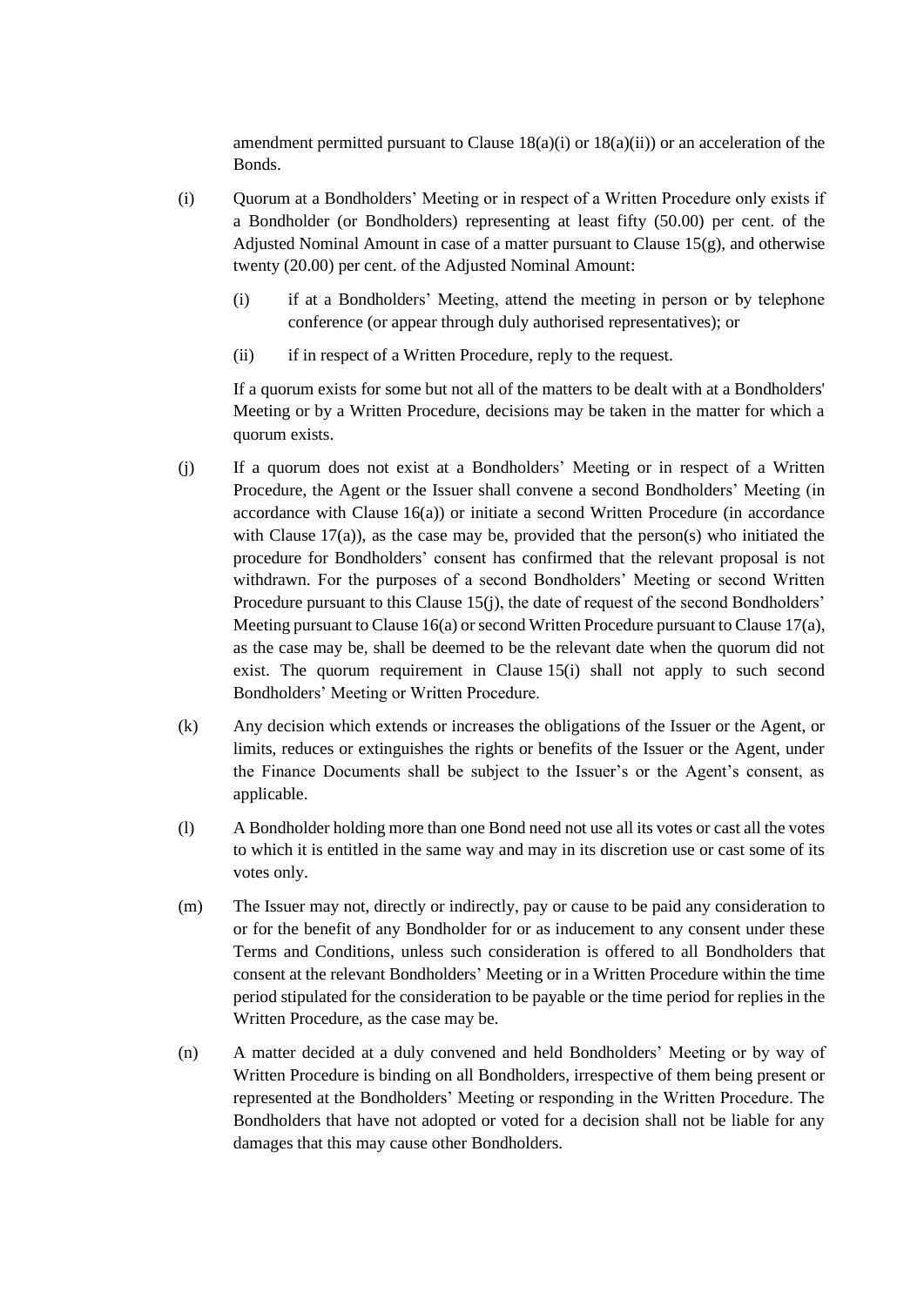amendment permitted pursuant to Clause 18(a)(i) or 18(a)(ii)) or an acceleration of the Bonds.

(i) Quorum at a Bondholders' Meeting or in respect of a Written Procedure only exists if a Bondholder (or Bondholders) representing at least fifty (50.00) per cent. of the Adjusted Nominal Amount in case of a matter pursuant to Clause 15(g), and otherwise twenty (20.00) per cent. of the Adjusted Nominal Amount:

   (i) if at a Bondholders' Meeting, attend the meeting in person or by telephone conference (or appear through duly authorised representatives); or

   (ii) if in respect of a Written Procedure, reply to the request.

   If a quorum exists for some but not all of the matters to be dealt with at a Bondholders' Meeting or by a Written Procedure, decisions may be taken in the matter for which a quorum exists.

(j) If a quorum does not exist at a Bondholders' Meeting or in respect of a Written Procedure, the Agent or the Issuer shall convene a second Bondholders' Meeting (in accordance with Clause 16(a)) or initiate a second Written Procedure (in accordance with Clause 17(a)), as the case may be, provided that the person(s) who initiated the procedure for Bondholders' consent has confirmed that the relevant proposal is not withdrawn. For the purposes of a second Bondholders' Meeting or second Written Procedure pursuant to this Clause 15(j), the date of request of the second Bondholders' Meeting pursuant to Clause 16(a) or second Written Procedure pursuant to Clause 17(a), as the case may be, shall be deemed to be the relevant date when the quorum did not exist. The quorum requirement in Clause 15(i) shall not apply to such second Bondholders' Meeting or Written Procedure.

(k) Any decision which extends or increases the obligations of the Issuer or the Agent, or limits, reduces or extinguishes the rights or benefits of the Issuer or the Agent, under the Finance Documents shall be subject to the Issuer's or the Agent's consent, as applicable.

(l) A Bondholder holding more than one Bond need not use all its votes or cast all the votes to which it is entitled in the same way and may in its discretion use or cast some of its votes only.

(m) The Issuer may not, directly or indirectly, pay or cause to be paid any consideration to or for the benefit of any Bondholder for or as inducement to any consent under these Terms and Conditions, unless such consideration is offered to all Bondholders that consent at the relevant Bondholders' Meeting or in a Written Procedure within the time period stipulated for the consideration to be payable or the time period for replies in the Written Procedure, as the case may be.

(n) A matter decided at a duly convened and held Bondholders' Meeting or by way of Written Procedure is binding on all Bondholders, irrespective of them being present or represented at the Bondholders' Meeting or responding in the Written Procedure. The Bondholders that have not adopted or voted for a decision shall not be liable for any damages that this may cause other Bondholders.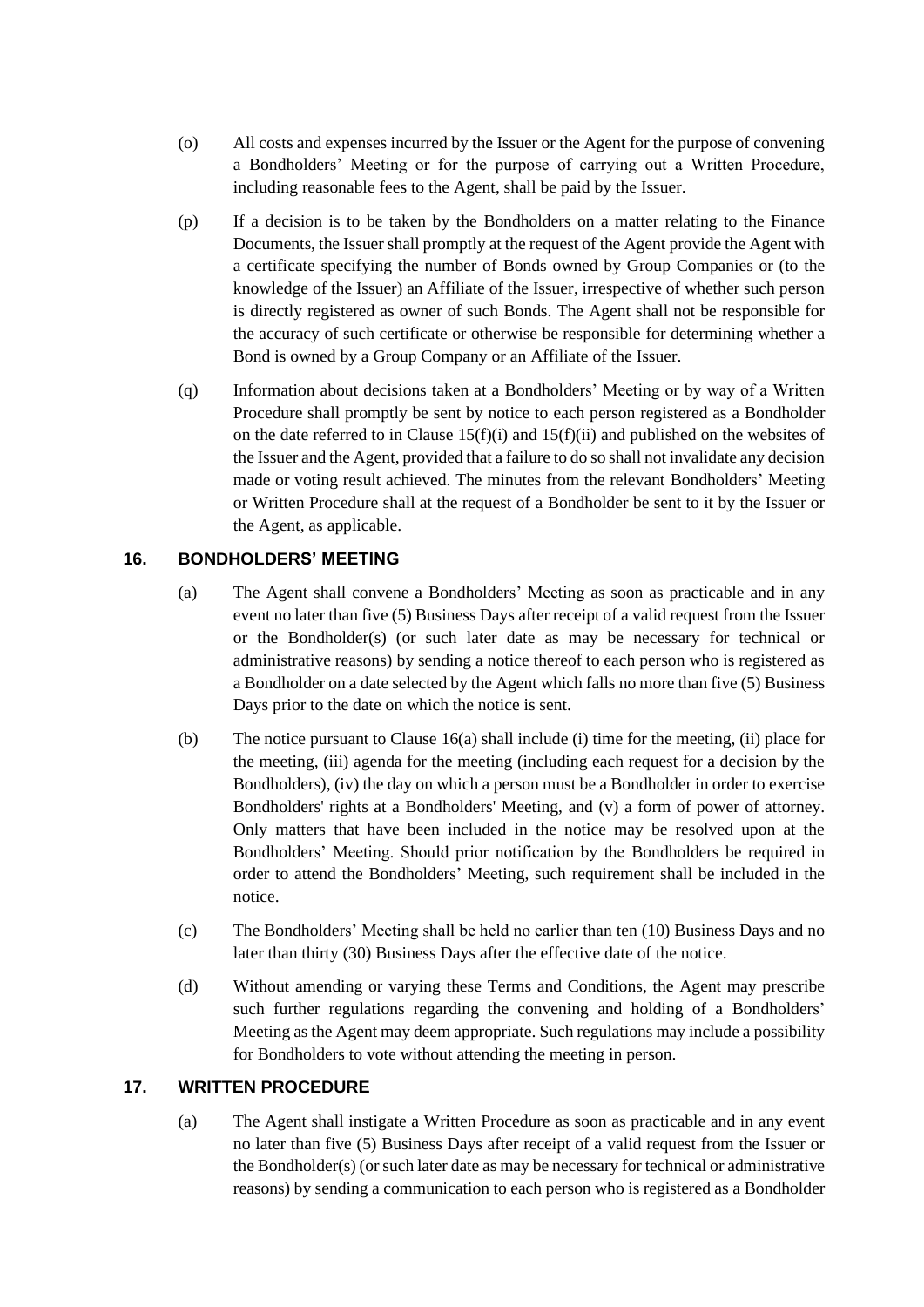(o) All costs and expenses incurred by the Issuer or the Agent for the purpose of convening a Bondholders' Meeting or for the purpose of carrying out a Written Procedure, including reasonable fees to the Agent, shall be paid by the Issuer.

(p) If a decision is to be taken by the Bondholders on a matter relating to the Finance Documents, the Issuer shall promptly at the request of the Agent provide the Agent with a certificate specifying the number of Bonds owned by Group Companies or (to the knowledge of the Issuer) an Affiliate of the Issuer, irrespective of whether such person is directly registered as owner of such Bonds. The Agent shall not be responsible for the accuracy of such certificate or otherwise be responsible for determining whether a Bond is owned by a Group Company or an Affiliate of the Issuer.

(q) Information about decisions taken at a Bondholders' Meeting or by way of a Written Procedure shall promptly be sent by notice to each person registered as a Bondholder on the date referred to in Clause 15(f)(i) and 15(f)(ii) and published on the websites of the Issuer and the Agent, provided that a failure to do so shall not invalidate any decision made or voting result achieved. The minutes from the relevant Bondholders' Meeting or Written Procedure shall at the request of a Bondholder be sent to it by the Issuer or the Agent, as applicable.

## 16. BONDHOLDERS' MEETING

(a) The Agent shall convene a Bondholders' Meeting as soon as practicable and in any event no later than five (5) Business Days after receipt of a valid request from the Issuer or the Bondholder(s) (or such later date as may be necessary for technical or administrative reasons) by sending a notice thereof to each person who is registered as a Bondholder on a date selected by the Agent which falls no more than five (5) Business Days prior to the date on which the notice is sent.

(b) The notice pursuant to Clause 16(a) shall include (i) time for the meeting, (ii) place for the meeting, (iii) agenda for the meeting (including each request for a decision by the Bondholders), (iv) the day on which a person must be a Bondholder in order to exercise Bondholders' rights at a Bondholders' Meeting, and (v) a form of power of attorney. Only matters that have been included in the notice may be resolved upon at the Bondholders' Meeting. Should prior notification by the Bondholders be required in order to attend the Bondholders' Meeting, such requirement shall be included in the notice.

(c) The Bondholders' Meeting shall be held no earlier than ten (10) Business Days and no later than thirty (30) Business Days after the effective date of the notice.

(d) Without amending or varying these Terms and Conditions, the Agent may prescribe such further regulations regarding the convening and holding of a Bondholders' Meeting as the Agent may deem appropriate. Such regulations may include a possibility for Bondholders to vote without attending the meeting in person.

## 17. WRITTEN PROCEDURE

(a) The Agent shall instigate a Written Procedure as soon as practicable and in any event no later than five (5) Business Days after receipt of a valid request from the Issuer or the Bondholder(s) (or such later date as may be necessary for technical or administrative reasons) by sending a communication to each person who is registered as a Bondholder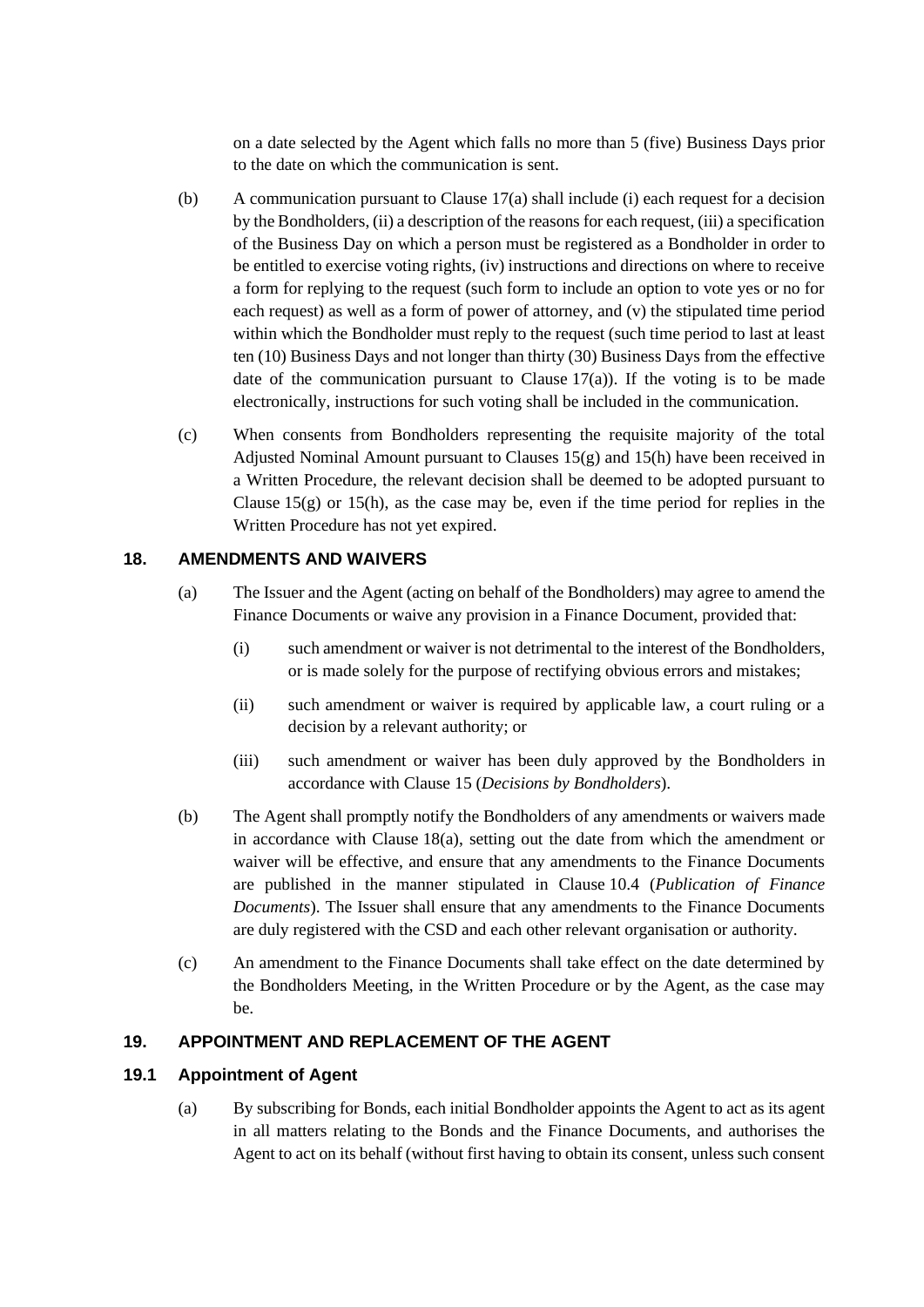on a date selected by the Agent which falls no more than 5 (five) Business Days prior to the date on which the communication is sent.

(b) A communication pursuant to Clause 17(a) shall include (i) each request for a decision by the Bondholders, (ii) a description of the reasons for each request, (iii) a specification of the Business Day on which a person must be registered as a Bondholder in order to be entitled to exercise voting rights, (iv) instructions and directions on where to receive a form for replying to the request (such form to include an option to vote yes or no for each request) as well as a form of power of attorney, and (v) the stipulated time period within which the Bondholder must reply to the request (such time period to last at least ten (10) Business Days and not longer than thirty (30) Business Days from the effective date of the communication pursuant to Clause 17(a)). If the voting is to be made electronically, instructions for such voting shall be included in the communication.

(c) When consents from Bondholders representing the requisite majority of the total Adjusted Nominal Amount pursuant to Clauses 15(g) and 15(h) have been received in a Written Procedure, the relevant decision shall be deemed to be adopted pursuant to Clause 15(g) or 15(h), as the case may be, even if the time period for replies in the Written Procedure has not yet expired.

## 18. AMENDMENTS AND WAIVERS

(a) The Issuer and the Agent (acting on behalf of the Bondholders) may agree to amend the Finance Documents or waive any provision in a Finance Document, provided that:

   (i) such amendment or waiver is not detrimental to the interest of the Bondholders, or is made solely for the purpose of rectifying obvious errors and mistakes;

   (ii) such amendment or waiver is required by applicable law, a court ruling or a decision by a relevant authority; or

   (iii) such amendment or waiver has been duly approved by the Bondholders in accordance with Clause 15 (*Decisions by Bondholders*).

(b) The Agent shall promptly notify the Bondholders of any amendments or waivers made in accordance with Clause 18(a), setting out the date from which the amendment or waiver will be effective, and ensure that any amendments to the Finance Documents are published in the manner stipulated in Clause 10.4 (*Publication of Finance Documents*). The Issuer shall ensure that any amendments to the Finance Documents are duly registered with the CSD and each other relevant organisation or authority.

(c) An amendment to the Finance Documents shall take effect on the date determined by the Bondholders Meeting, in the Written Procedure or by the Agent, as the case may be.

## 19. APPOINTMENT AND REPLACEMENT OF THE AGENT

### 19.1 Appointment of Agent

(a) By subscribing for Bonds, each initial Bondholder appoints the Agent to act as its agent in all matters relating to the Bonds and the Finance Documents, and authorises the Agent to act on its behalf (without first having to obtain its consent, unless such consent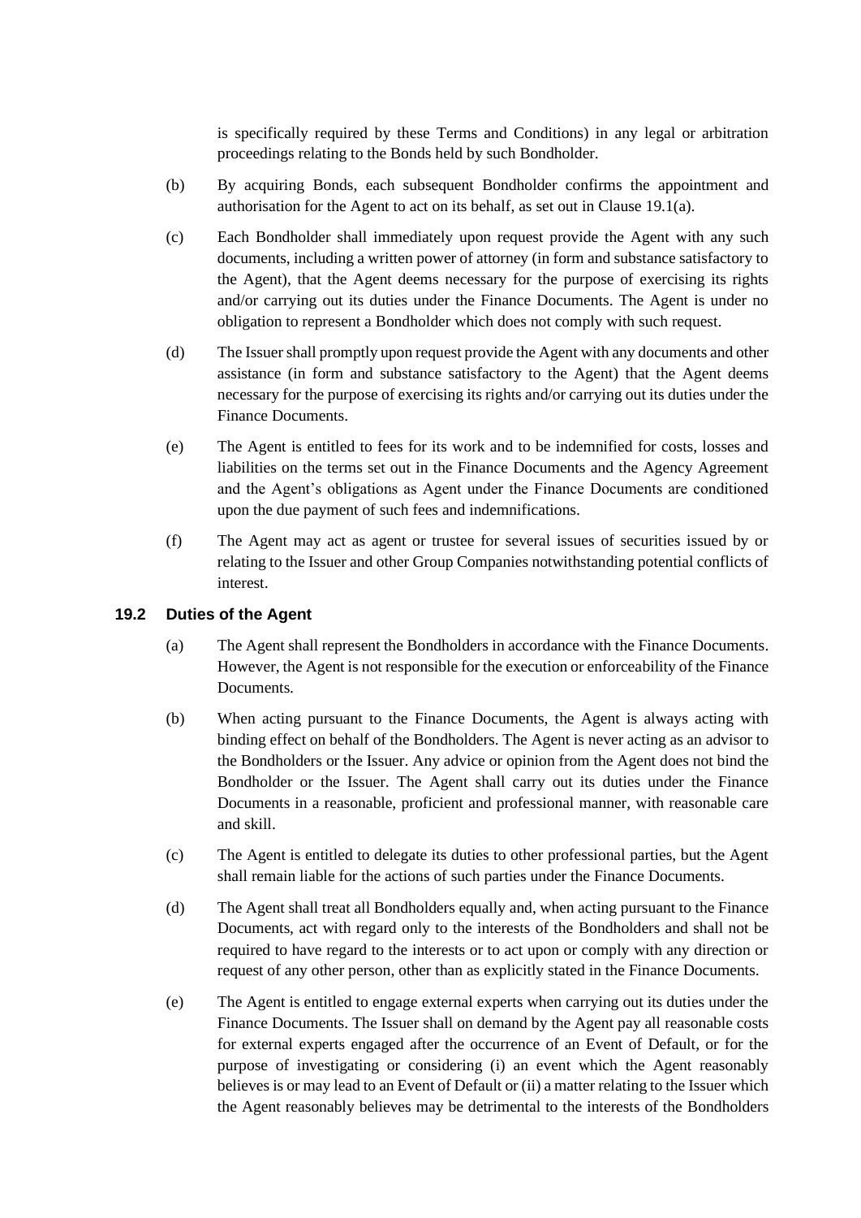is specifically required by these Terms and Conditions) in any legal or arbitration proceedings relating to the Bonds held by such Bondholder.

(b) By acquiring Bonds, each subsequent Bondholder confirms the appointment and authorisation for the Agent to act on its behalf, as set out in Clause 19.1(a).

(c) Each Bondholder shall immediately upon request provide the Agent with any such documents, including a written power of attorney (in form and substance satisfactory to the Agent), that the Agent deems necessary for the purpose of exercising its rights and/or carrying out its duties under the Finance Documents. The Agent is under no obligation to represent a Bondholder which does not comply with such request.

(d) The Issuer shall promptly upon request provide the Agent with any documents and other assistance (in form and substance satisfactory to the Agent) that the Agent deems necessary for the purpose of exercising its rights and/or carrying out its duties under the Finance Documents.

(e) The Agent is entitled to fees for its work and to be indemnified for costs, losses and liabilities on the terms set out in the Finance Documents and the Agency Agreement and the Agent's obligations as Agent under the Finance Documents are conditioned upon the due payment of such fees and indemnifications.

(f) The Agent may act as agent or trustee for several issues of securities issued by or relating to the Issuer and other Group Companies notwithstanding potential conflicts of interest.

### 19.2 Duties of the Agent

(a) The Agent shall represent the Bondholders in accordance with the Finance Documents. However, the Agent is not responsible for the execution or enforceability of the Finance Documents.

(b) When acting pursuant to the Finance Documents, the Agent is always acting with binding effect on behalf of the Bondholders. The Agent is never acting as an advisor to the Bondholders or the Issuer. Any advice or opinion from the Agent does not bind the Bondholder or the Issuer. The Agent shall carry out its duties under the Finance Documents in a reasonable, proficient and professional manner, with reasonable care and skill.

(c) The Agent is entitled to delegate its duties to other professional parties, but the Agent shall remain liable for the actions of such parties under the Finance Documents.

(d) The Agent shall treat all Bondholders equally and, when acting pursuant to the Finance Documents, act with regard only to the interests of the Bondholders and shall not be required to have regard to the interests or to act upon or comply with any direction or request of any other person, other than as explicitly stated in the Finance Documents.

(e) The Agent is entitled to engage external experts when carrying out its duties under the Finance Documents. The Issuer shall on demand by the Agent pay all reasonable costs for external experts engaged after the occurrence of an Event of Default, or for the purpose of investigating or considering (i) an event which the Agent reasonably believes is or may lead to an Event of Default or (ii) a matter relating to the Issuer which the Agent reasonably believes may be detrimental to the interests of the Bondholders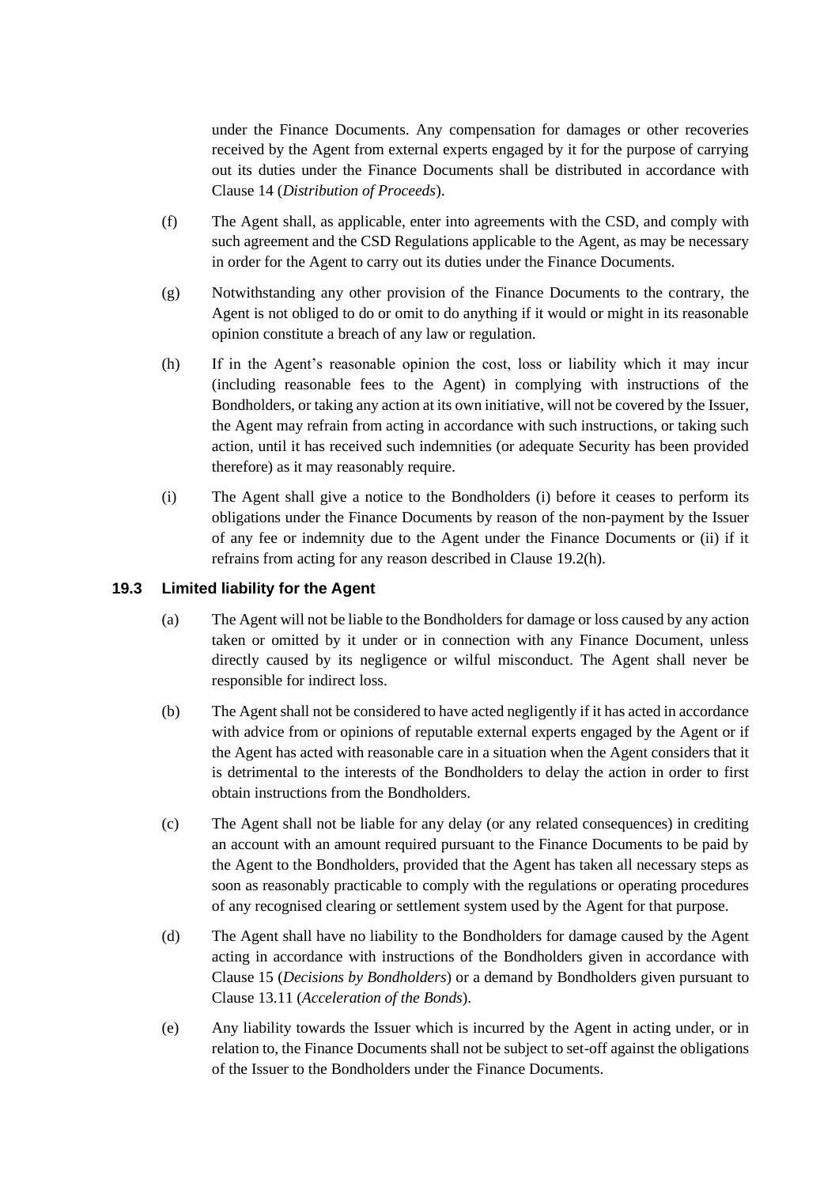under the Finance Documents. Any compensation for damages or other recoveries received by the Agent from external experts engaged by it for the purpose of carrying out its duties under the Finance Documents shall be distributed in accordance with Clause 14 (*Distribution of Proceeds*).

(f) The Agent shall, as applicable, enter into agreements with the CSD, and comply with such agreement and the CSD Regulations applicable to the Agent, as may be necessary in order for the Agent to carry out its duties under the Finance Documents.

(g) Notwithstanding any other provision of the Finance Documents to the contrary, the Agent is not obliged to do or omit to do anything if it would or might in its reasonable opinion constitute a breach of any law or regulation.

(h) If in the Agent's reasonable opinion the cost, loss or liability which it may incur (including reasonable fees to the Agent) in complying with instructions of the Bondholders, or taking any action at its own initiative, will not be covered by the Issuer, the Agent may refrain from acting in accordance with such instructions, or taking such action, until it has received such indemnities (or adequate Security has been provided therefore) as it may reasonably require.

(i) The Agent shall give a notice to the Bondholders (i) before it ceases to perform its obligations under the Finance Documents by reason of the non-payment by the Issuer of any fee or indemnity due to the Agent under the Finance Documents or (ii) if it refrains from acting for any reason described in Clause 19.2(h).

### 19.3 Limited liability for the Agent

(a) The Agent will not be liable to the Bondholders for damage or loss caused by any action taken or omitted by it under or in connection with any Finance Document, unless directly caused by its negligence or wilful misconduct. The Agent shall never be responsible for indirect loss.

(b) The Agent shall not be considered to have acted negligently if it has acted in accordance with advice from or opinions of reputable external experts engaged by the Agent or if the Agent has acted with reasonable care in a situation when the Agent considers that it is detrimental to the interests of the Bondholders to delay the action in order to first obtain instructions from the Bondholders.

(c) The Agent shall not be liable for any delay (or any related consequences) in crediting an account with an amount required pursuant to the Finance Documents to be paid by the Agent to the Bondholders, provided that the Agent has taken all necessary steps as soon as reasonably practicable to comply with the regulations or operating procedures of any recognised clearing or settlement system used by the Agent for that purpose.

(d) The Agent shall have no liability to the Bondholders for damage caused by the Agent acting in accordance with instructions of the Bondholders given in accordance with Clause 15 (*Decisions by Bondholders*) or a demand by Bondholders given pursuant to Clause 13.11 (*Acceleration of the Bonds*).

(e) Any liability towards the Issuer which is incurred by the Agent in acting under, or in relation to, the Finance Documents shall not be subject to set-off against the obligations of the Issuer to the Bondholders under the Finance Documents.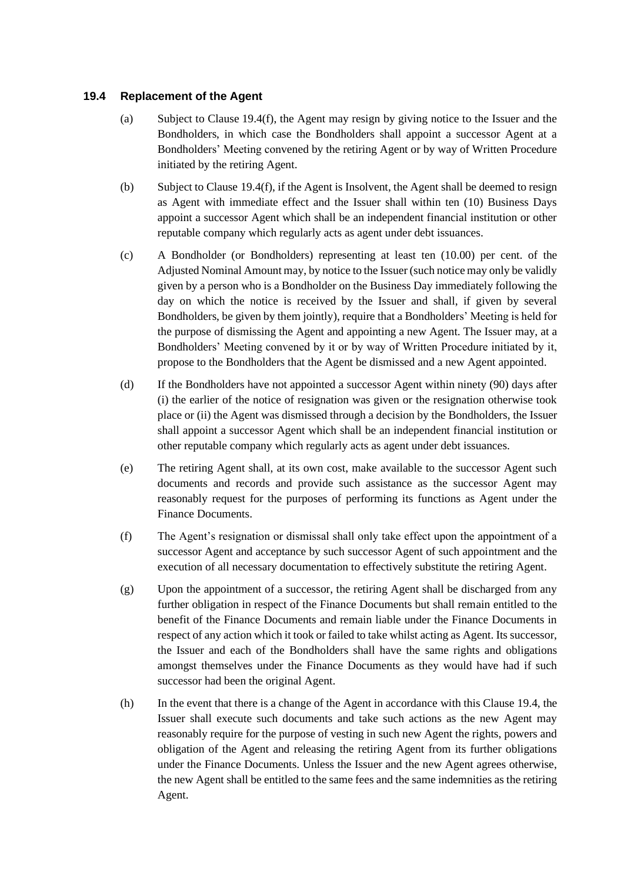### 19.4 Replacement of the Agent

(a) Subject to Clause 19.4(f), the Agent may resign by giving notice to the Issuer and the Bondholders, in which case the Bondholders shall appoint a successor Agent at a Bondholders' Meeting convened by the retiring Agent or by way of Written Procedure initiated by the retiring Agent.

(b) Subject to Clause 19.4(f), if the Agent is Insolvent, the Agent shall be deemed to resign as Agent with immediate effect and the Issuer shall within ten (10) Business Days appoint a successor Agent which shall be an independent financial institution or other reputable company which regularly acts as agent under debt issuances.

(c) A Bondholder (or Bondholders) representing at least ten (10.00) per cent. of the Adjusted Nominal Amount may, by notice to the Issuer (such notice may only be validly given by a person who is a Bondholder on the Business Day immediately following the day on which the notice is received by the Issuer and shall, if given by several Bondholders, be given by them jointly), require that a Bondholders' Meeting is held for the purpose of dismissing the Agent and appointing a new Agent. The Issuer may, at a Bondholders' Meeting convened by it or by way of Written Procedure initiated by it, propose to the Bondholders that the Agent be dismissed and a new Agent appointed.

(d) If the Bondholders have not appointed a successor Agent within ninety (90) days after (i) the earlier of the notice of resignation was given or the resignation otherwise took place or (ii) the Agent was dismissed through a decision by the Bondholders, the Issuer shall appoint a successor Agent which shall be an independent financial institution or other reputable company which regularly acts as agent under debt issuances.

(e) The retiring Agent shall, at its own cost, make available to the successor Agent such documents and records and provide such assistance as the successor Agent may reasonably request for the purposes of performing its functions as Agent under the Finance Documents.

(f) The Agent's resignation or dismissal shall only take effect upon the appointment of a successor Agent and acceptance by such successor Agent of such appointment and the execution of all necessary documentation to effectively substitute the retiring Agent.

(g) Upon the appointment of a successor, the retiring Agent shall be discharged from any further obligation in respect of the Finance Documents but shall remain entitled to the benefit of the Finance Documents and remain liable under the Finance Documents in respect of any action which it took or failed to take whilst acting as Agent. Its successor, the Issuer and each of the Bondholders shall have the same rights and obligations amongst themselves under the Finance Documents as they would have had if such successor had been the original Agent.

(h) In the event that there is a change of the Agent in accordance with this Clause 19.4, the Issuer shall execute such documents and take such actions as the new Agent may reasonably require for the purpose of vesting in such new Agent the rights, powers and obligation of the Agent and releasing the retiring Agent from its further obligations under the Finance Documents. Unless the Issuer and the new Agent agrees otherwise, the new Agent shall be entitled to the same fees and the same indemnities as the retiring Agent.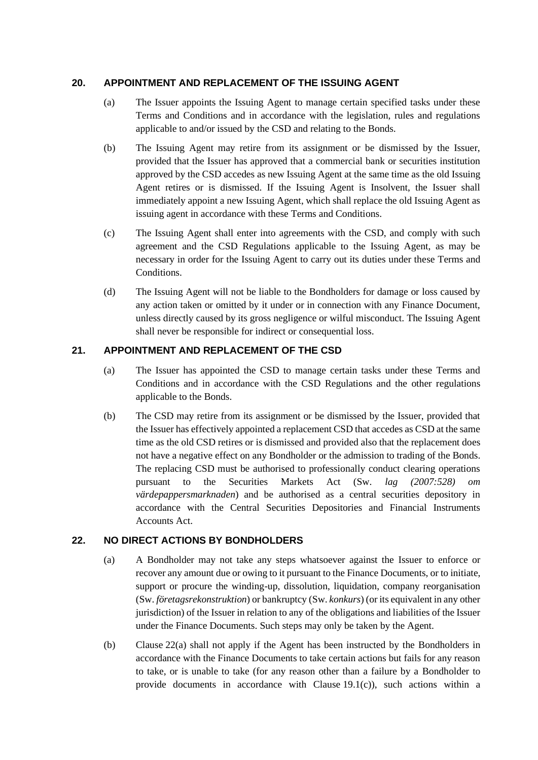## 20. APPOINTMENT AND REPLACEMENT OF THE ISSUING AGENT

(a) The Issuer appoints the Issuing Agent to manage certain specified tasks under these Terms and Conditions and in accordance with the legislation, rules and regulations applicable to and/or issued by the CSD and relating to the Bonds.

(b) The Issuing Agent may retire from its assignment or be dismissed by the Issuer, provided that the Issuer has approved that a commercial bank or securities institution approved by the CSD accedes as new Issuing Agent at the same time as the old Issuing Agent retires or is dismissed. If the Issuing Agent is Insolvent, the Issuer shall immediately appoint a new Issuing Agent, which shall replace the old Issuing Agent as issuing agent in accordance with these Terms and Conditions.

(c) The Issuing Agent shall enter into agreements with the CSD, and comply with such agreement and the CSD Regulations applicable to the Issuing Agent, as may be necessary in order for the Issuing Agent to carry out its duties under these Terms and Conditions.

(d) The Issuing Agent will not be liable to the Bondholders for damage or loss caused by any action taken or omitted by it under or in connection with any Finance Document, unless directly caused by its gross negligence or wilful misconduct. The Issuing Agent shall never be responsible for indirect or consequential loss.

## 21. APPOINTMENT AND REPLACEMENT OF THE CSD

(a) The Issuer has appointed the CSD to manage certain tasks under these Terms and Conditions and in accordance with the CSD Regulations and the other regulations applicable to the Bonds.

(b) The CSD may retire from its assignment or be dismissed by the Issuer, provided that the Issuer has effectively appointed a replacement CSD that accedes as CSD at the same time as the old CSD retires or is dismissed and provided also that the replacement does not have a negative effect on any Bondholder or the admission to trading of the Bonds. The replacing CSD must be authorised to professionally conduct clearing operations pursuant to the Securities Markets Act (Sw. *lag (2007:528) om värdepappersmarknaden*) and be authorised as a central securities depository in accordance with the Central Securities Depositories and Financial Instruments Accounts Act.

## 22. NO DIRECT ACTIONS BY BONDHOLDERS

(a) A Bondholder may not take any steps whatsoever against the Issuer to enforce or recover any amount due or owing to it pursuant to the Finance Documents, or to initiate, support or procure the winding-up, dissolution, liquidation, company reorganisation (Sw. *företagsrekonstruktion*) or bankruptcy (Sw. *konkurs*) (or its equivalent in any other jurisdiction) of the Issuer in relation to any of the obligations and liabilities of the Issuer under the Finance Documents. Such steps may only be taken by the Agent.

(b) Clause 22(a) shall not apply if the Agent has been instructed by the Bondholders in accordance with the Finance Documents to take certain actions but fails for any reason to take, or is unable to take (for any reason other than a failure by a Bondholder to provide documents in accordance with Clause 19.1(c)), such actions within a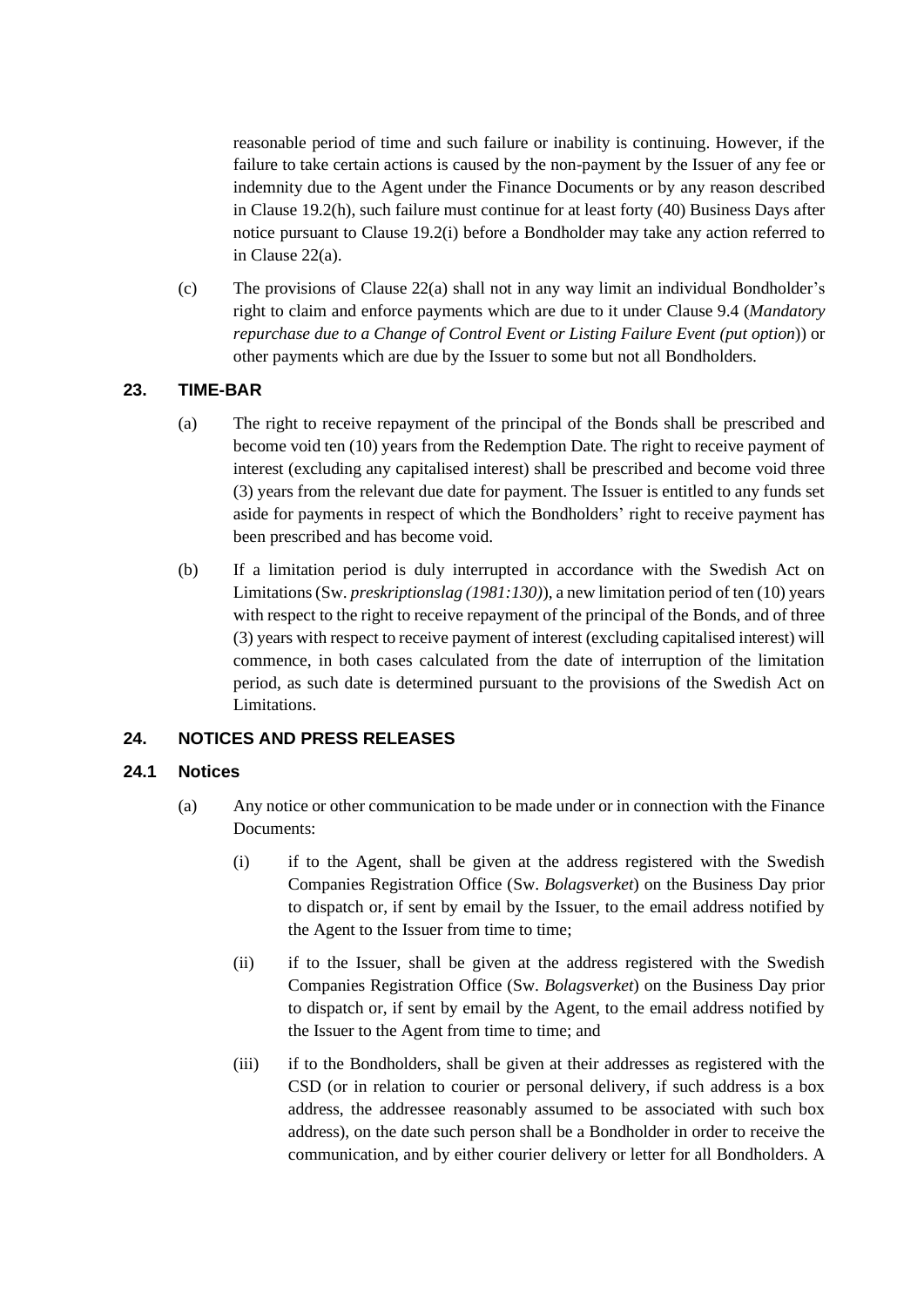reasonable period of time and such failure or inability is continuing. However, if the failure to take certain actions is caused by the non-payment by the Issuer of any fee or indemnity due to the Agent under the Finance Documents or by any reason described in Clause 19.2(h), such failure must continue for at least forty (40) Business Days after notice pursuant to Clause 19.2(i) before a Bondholder may take any action referred to in Clause 22(a).

(c) The provisions of Clause 22(a) shall not in any way limit an individual Bondholder's right to claim and enforce payments which are due to it under Clause 9.4 (*Mandatory repurchase due to a Change of Control Event or Listing Failure Event (put option)*) or other payments which are due by the Issuer to some but not all Bondholders.

## 23. TIME-BAR

(a) The right to receive repayment of the principal of the Bonds shall be prescribed and become void ten (10) years from the Redemption Date. The right to receive payment of interest (excluding any capitalised interest) shall be prescribed and become void three (3) years from the relevant due date for payment. The Issuer is entitled to any funds set aside for payments in respect of which the Bondholders' right to receive payment has been prescribed and has become void.

(b) If a limitation period is duly interrupted in accordance with the Swedish Act on Limitations (Sw. *preskriptionslag (1981:130)*), a new limitation period of ten (10) years with respect to the right to receive repayment of the principal of the Bonds, and of three (3) years with respect to receive payment of interest (excluding capitalised interest) will commence, in both cases calculated from the date of interruption of the limitation period, as such date is determined pursuant to the provisions of the Swedish Act on Limitations.

## 24. NOTICES AND PRESS RELEASES

### 24.1 Notices

(a) Any notice or other communication to be made under or in connection with the Finance Documents:

(i) if to the Agent, shall be given at the address registered with the Swedish Companies Registration Office (Sw. *Bolagsverket*) on the Business Day prior to dispatch or, if sent by email by the Issuer, to the email address notified by the Agent to the Issuer from time to time;

(ii) if to the Issuer, shall be given at the address registered with the Swedish Companies Registration Office (Sw. *Bolagsverket*) on the Business Day prior to dispatch or, if sent by email by the Agent, to the email address notified by the Issuer to the Agent from time to time; and

(iii) if to the Bondholders, shall be given at their addresses as registered with the CSD (or in relation to courier or personal delivery, if such address is a box address, the addressee reasonably assumed to be associated with such box address), on the date such person shall be a Bondholder in order to receive the communication, and by either courier delivery or letter for all Bondholders. A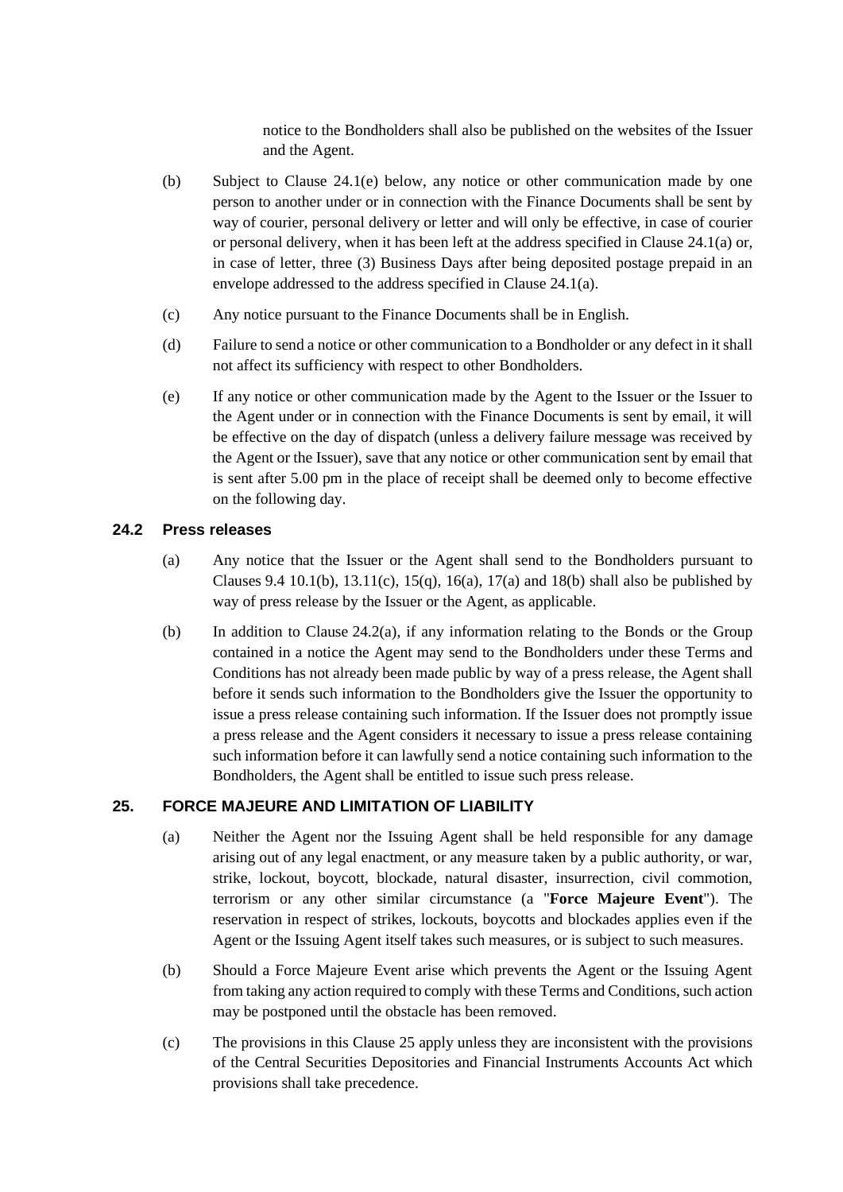notice to the Bondholders shall also be published on the websites of the Issuer and the Agent.

(b) Subject to Clause 24.1(e) below, any notice or other communication made by one person to another under or in connection with the Finance Documents shall be sent by way of courier, personal delivery or letter and will only be effective, in case of courier or personal delivery, when it has been left at the address specified in Clause 24.1(a) or, in case of letter, three (3) Business Days after being deposited postage prepaid in an envelope addressed to the address specified in Clause 24.1(a).

(c) Any notice pursuant to the Finance Documents shall be in English.

(d) Failure to send a notice or other communication to a Bondholder or any defect in it shall not affect its sufficiency with respect to other Bondholders.

(e) If any notice or other communication made by the Agent to the Issuer or the Issuer to the Agent under or in connection with the Finance Documents is sent by email, it will be effective on the day of dispatch (unless a delivery failure message was received by the Agent or the Issuer), save that any notice or other communication sent by email that is sent after 5.00 pm in the place of receipt shall be deemed only to become effective on the following day.

### 24.2 Press releases

(a) Any notice that the Issuer or the Agent shall send to the Bondholders pursuant to Clauses 9.4 10.1(b), 13.11(c), 15(q), 16(a), 17(a) and 18(b) shall also be published by way of press release by the Issuer or the Agent, as applicable.

(b) In addition to Clause 24.2(a), if any information relating to the Bonds or the Group contained in a notice the Agent may send to the Bondholders under these Terms and Conditions has not already been made public by way of a press release, the Agent shall before it sends such information to the Bondholders give the Issuer the opportunity to issue a press release containing such information. If the Issuer does not promptly issue a press release and the Agent considers it necessary to issue a press release containing such information before it can lawfully send a notice containing such information to the Bondholders, the Agent shall be entitled to issue such press release.

## 25. FORCE MAJEURE AND LIMITATION OF LIABILITY

(a) Neither the Agent nor the Issuing Agent shall be held responsible for any damage arising out of any legal enactment, or any measure taken by a public authority, or war, strike, lockout, boycott, blockade, natural disaster, insurrection, civil commotion, terrorism or any other similar circumstance (a "**Force Majeure Event**"). The reservation in respect of strikes, lockouts, boycotts and blockades applies even if the Agent or the Issuing Agent itself takes such measures, or is subject to such measures.

(b) Should a Force Majeure Event arise which prevents the Agent or the Issuing Agent from taking any action required to comply with these Terms and Conditions, such action may be postponed until the obstacle has been removed.

(c) The provisions in this Clause 25 apply unless they are inconsistent with the provisions of the Central Securities Depositories and Financial Instruments Accounts Act which provisions shall take precedence.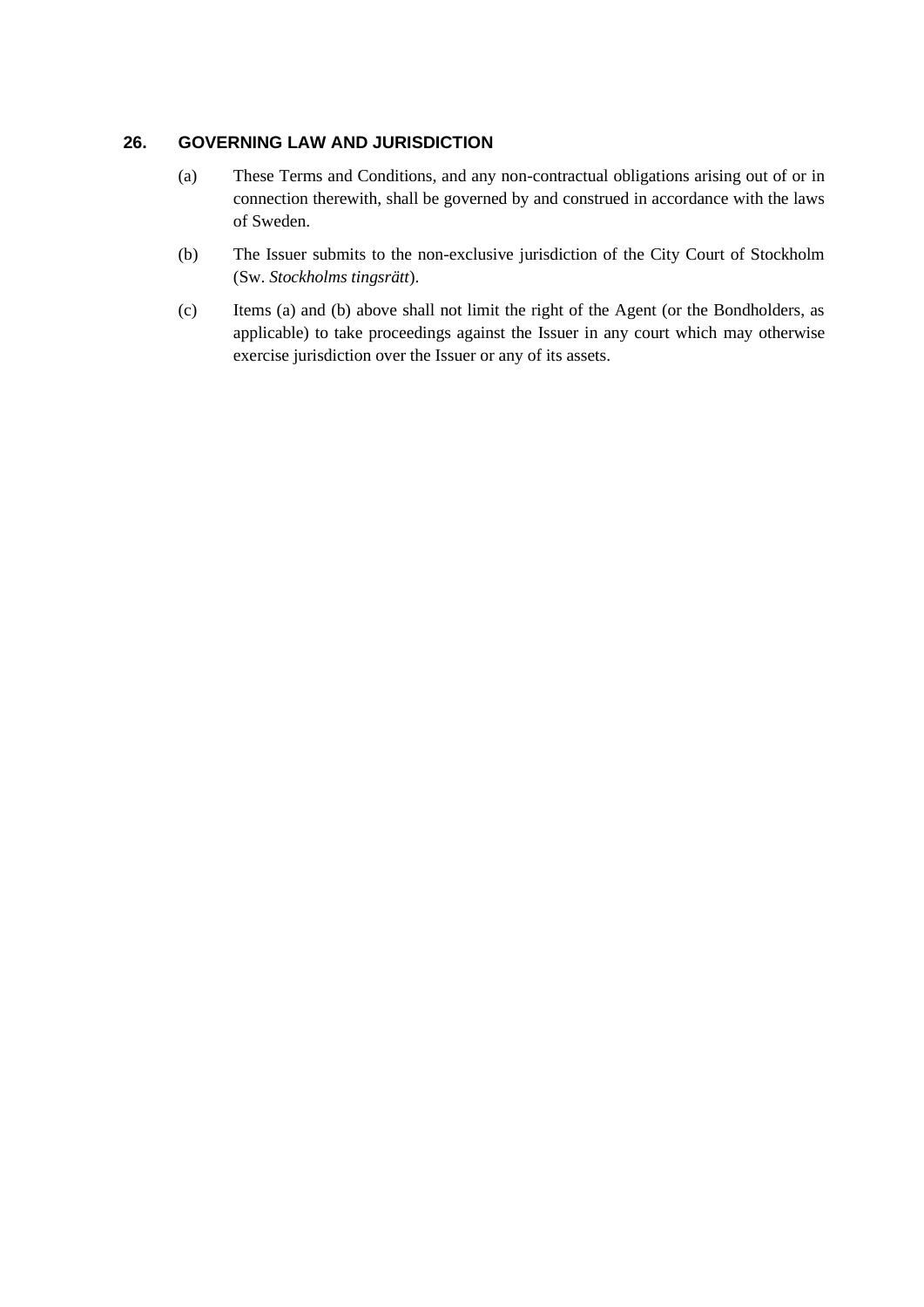## 26. GOVERNING LAW AND JURISDICTION

(a) These Terms and Conditions, and any non-contractual obligations arising out of or in connection therewith, shall be governed by and construed in accordance with the laws of Sweden.

(b) The Issuer submits to the non-exclusive jurisdiction of the City Court of Stockholm (Sw. *Stockholms tingsrätt*).

(c) Items (a) and (b) above shall not limit the right of the Agent (or the Bondholders, as applicable) to take proceedings against the Issuer in any court which may otherwise exercise jurisdiction over the Issuer or any of its assets.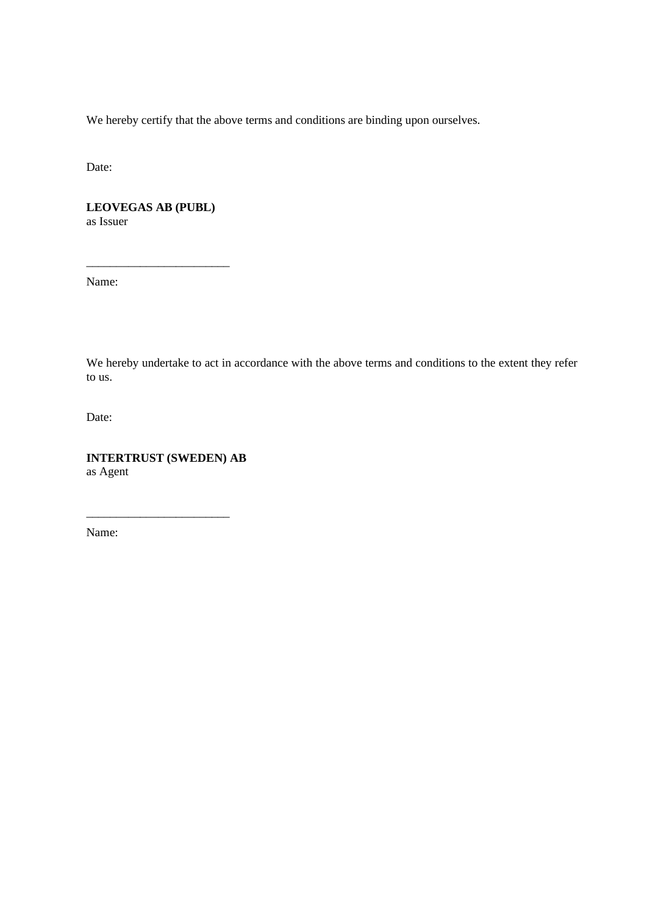We hereby certify that the above terms and conditions are binding upon ourselves.

Date:

**LEOVEGAS AB (PUBL)**
as Issuer

________________________
Name:

We hereby undertake to act in accordance with the above terms and conditions to the extent they refer to us.

Date:

**INTERTRUST (SWEDEN) AB**
as Agent

________________________
Name: